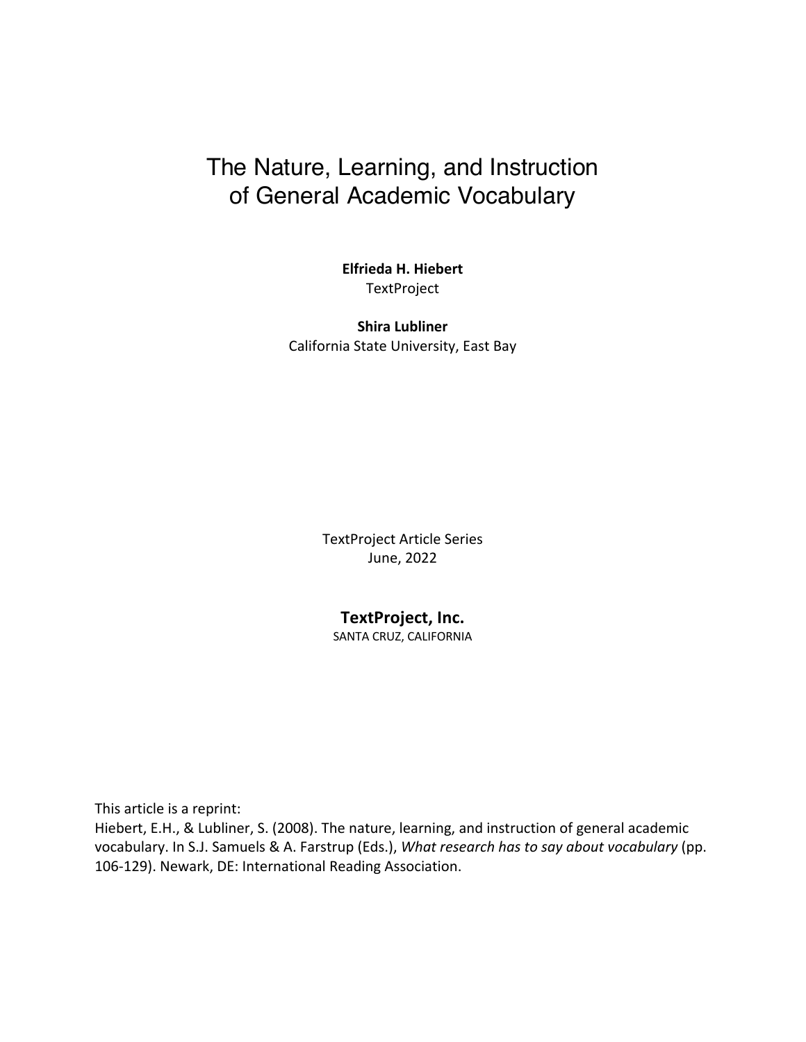# The Nature, Learning, and Instruction of General Academic Vocabulary

**Elfrieda H. Hiebert**
TextProject

**Shira Lubliner**
California State University, East Bay

TextProject Article Series
June, 2022

**TextProject, Inc.**
SANTA CRUZ, CALIFORNIA

This article is a reprint:
Hiebert, E.H., & Lubliner, S. (2008). The nature, learning, and instruction of general academic vocabulary. In S.J. Samuels & A. Farstrup (Eds.), *What research has to say about vocabulary* (pp. 106-129). Newark, DE: International Reading Association.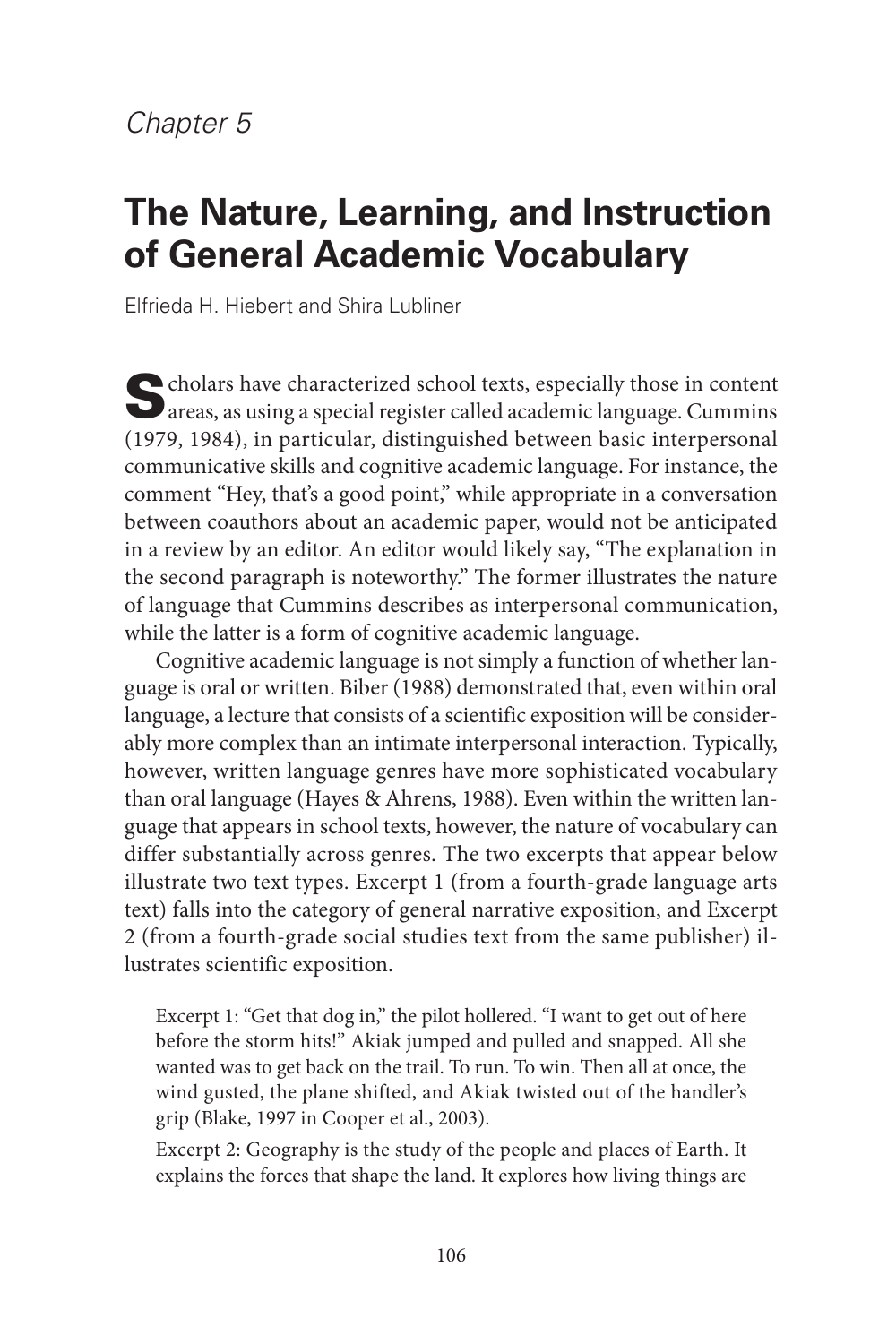*Chapter 5*

# The Nature, Learning, and Instruction of General Academic Vocabulary

Elfrieda H. Hiebert and Shira Lubliner

Scholars have characterized school texts, especially those in content areas, as using a special register called academic language. Cummins (1979, 1984), in particular, distinguished between basic interpersonal communicative skills and cognitive academic language. For instance, the comment "Hey, that's a good point," while appropriate in a conversation between coauthors about an academic paper, would not be anticipated in a review by an editor. An editor would likely say, "The explanation in the second paragraph is noteworthy." The former illustrates the nature of language that Cummins describes as interpersonal communication, while the latter is a form of cognitive academic language.

Cognitive academic language is not simply a function of whether language is oral or written. Biber (1988) demonstrated that, even within oral language, a lecture that consists of a scientific exposition will be considerably more complex than an intimate interpersonal interaction. Typically, however, written language genres have more sophisticated vocabulary than oral language (Hayes & Ahrens, 1988). Even within the written language that appears in school texts, however, the nature of vocabulary can differ substantially across genres. The two excerpts that appear below illustrate two text types. Excerpt 1 (from a fourth-grade language arts text) falls into the category of general narrative exposition, and Excerpt 2 (from a fourth-grade social studies text from the same publisher) illustrates scientific exposition.

> Excerpt 1: "Get that dog in," the pilot hollered. "I want to get out of here before the storm hits!" Akiak jumped and pulled and snapped. All she wanted was to get back on the trail. To run. To win. Then all at once, the wind gusted, the plane shifted, and Akiak twisted out of the handler's grip (Blake, 1997 in Cooper et al., 2003).
>
> Excerpt 2: Geography is the study of the people and places of Earth. It explains the forces that shape the land. It explores how living things are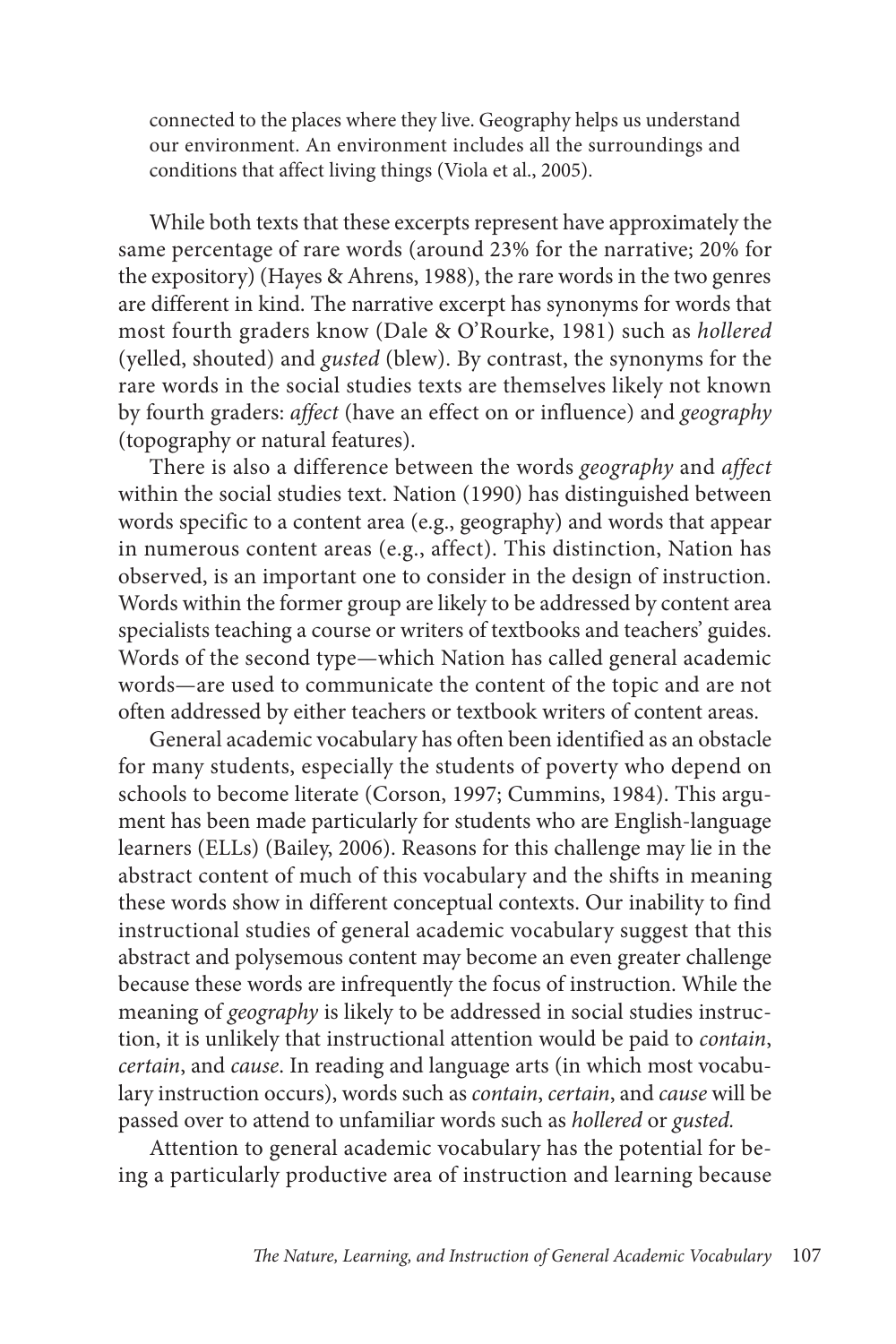connected to the places where they live. Geography helps us understand our environment. An environment includes all the surroundings and conditions that affect living things (Viola et al., 2005).

While both texts that these excerpts represent have approximately the same percentage of rare words (around 23% for the narrative; 20% for the expository) (Hayes & Ahrens, 1988), the rare words in the two genres are different in kind. The narrative excerpt has synonyms for words that most fourth graders know (Dale & O'Rourke, 1981) such as *hollered* (yelled, shouted) and *gusted* (blew). By contrast, the synonyms for the rare words in the social studies texts are themselves likely not known by fourth graders: *affect* (have an effect on or influence) and *geography* (topography or natural features).

There is also a difference between the words *geography* and *affect* within the social studies text. Nation (1990) has distinguished between words specific to a content area (e.g., geography) and words that appear in numerous content areas (e.g., affect). This distinction, Nation has observed, is an important one to consider in the design of instruction. Words within the former group are likely to be addressed by content area specialists teaching a course or writers of textbooks and teachers' guides. Words of the second type—which Nation has called general academic words—are used to communicate the content of the topic and are not often addressed by either teachers or textbook writers of content areas.

General academic vocabulary has often been identified as an obstacle for many students, especially the students of poverty who depend on schools to become literate (Corson, 1997; Cummins, 1984). This argument has been made particularly for students who are English-language learners (ELLs) (Bailey, 2006). Reasons for this challenge may lie in the abstract content of much of this vocabulary and the shifts in meaning these words show in different conceptual contexts. Our inability to find instructional studies of general academic vocabulary suggest that this abstract and polysemous content may become an even greater challenge because these words are infrequently the focus of instruction. While the meaning of *geography* is likely to be addressed in social studies instruction, it is unlikely that instructional attention would be paid to *contain*, *certain*, and *cause*. In reading and language arts (in which most vocabulary instruction occurs), words such as *contain*, *certain*, and *cause* will be passed over to attend to unfamiliar words such as *hollered* or *gusted.*

Attention to general academic vocabulary has the potential for being a particularly productive area of instruction and learning because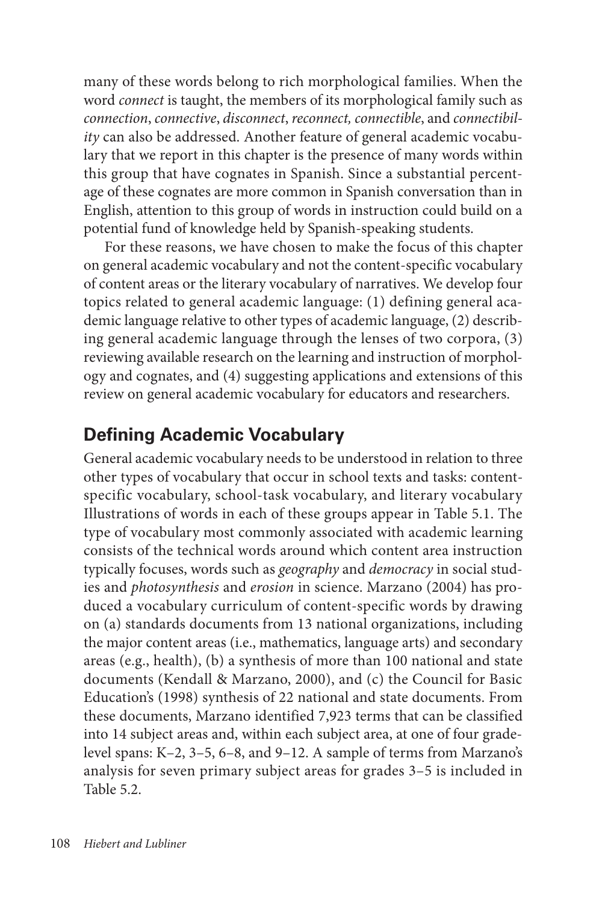many of these words belong to rich morphological families. When the word *connect* is taught, the members of its morphological family such as *connection*, *connective*, *disconnect*, *reconnect, connectible*, and *connectibility* can also be addressed. Another feature of general academic vocabulary that we report in this chapter is the presence of many words within this group that have cognates in Spanish. Since a substantial percentage of these cognates are more common in Spanish conversation than in English, attention to this group of words in instruction could build on a potential fund of knowledge held by Spanish-speaking students.

For these reasons, we have chosen to make the focus of this chapter on general academic vocabulary and not the content-specific vocabulary of content areas or the literary vocabulary of narratives. We develop four topics related to general academic language: (1) defining general academic language relative to other types of academic language, (2) describing general academic language through the lenses of two corpora, (3) reviewing available research on the learning and instruction of morphology and cognates, and (4) suggesting applications and extensions of this review on general academic vocabulary for educators and researchers.

## Defining Academic Vocabulary

General academic vocabulary needs to be understood in relation to three other types of vocabulary that occur in school texts and tasks: content-specific vocabulary, school-task vocabulary, and literary vocabulary Illustrations of words in each of these groups appear in Table 5.1. The type of vocabulary most commonly associated with academic learning consists of the technical words around which content area instruction typically focuses, words such as *geography* and *democracy* in social studies and *photosynthesis* and *erosion* in science. Marzano (2004) has produced a vocabulary curriculum of content-specific words by drawing on (a) standards documents from 13 national organizations, including the major content areas (i.e., mathematics, language arts) and secondary areas (e.g., health), (b) a synthesis of more than 100 national and state documents (Kendall & Marzano, 2000), and (c) the Council for Basic Education's (1998) synthesis of 22 national and state documents. From these documents, Marzano identified 7,923 terms that can be classified into 14 subject areas and, within each subject area, at one of four grade-level spans: K–2, 3–5, 6–8, and 9–12. A sample of terms from Marzano's analysis for seven primary subject areas for grades 3–5 is included in Table 5.2.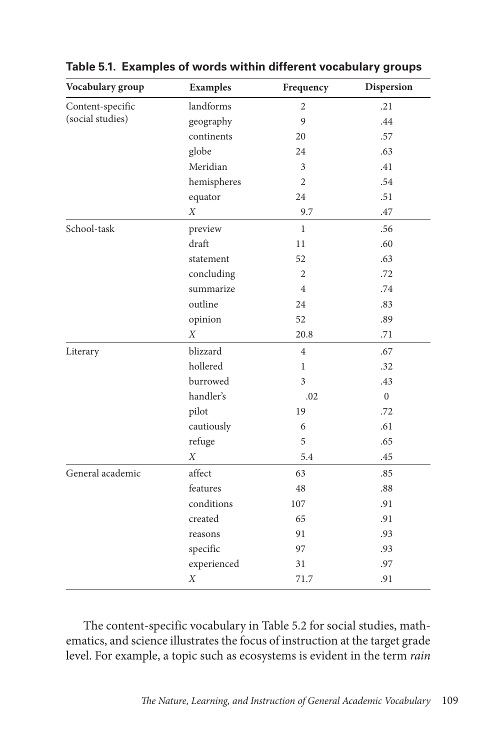**Table 5.1. Examples of words within different vocabulary groups**

| Vocabulary group | Examples | Frequency | Dispersion |
|---|---|---|---|
| Content-specific (social studies) | landforms | 2 | .21 |
| | geography | 9 | .44 |
| | continents | 20 | .57 |
| | globe | 24 | .63 |
| | Meridian | 3 | .41 |
| | hemispheres | 2 | .54 |
| | equator | 24 | .51 |
| | *X* | 9.7 | .47 |
| School-task | preview | 1 | .56 |
| | draft | 11 | .60 |
| | statement | 52 | .63 |
| | concluding | 2 | .72 |
| | summarize | 4 | .74 |
| | outline | 24 | .83 |
| | opinion | 52 | .89 |
| | *X* | 20.8 | .71 |
| Literary | blizzard | 4 | .67 |
| | hollered | 1 | .32 |
| | burrowed | 3 | .43 |
| | handler's | .02 | 0 |
| | pilot | 19 | .72 |
| | cautiously | 6 | .61 |
| | refuge | 5 | .65 |
| | *X* | 5.4 | .45 |
| General academic | affect | 63 | .85 |
| | features | 48 | .88 |
| | conditions | 107 | .91 |
| | created | 65 | .91 |
| | reasons | 91 | .93 |
| | specific | 97 | .93 |
| | experienced | 31 | .97 |
| | *X* | 71.7 | .91 |

The content-specific vocabulary in Table 5.2 for social studies, mathematics, and science illustrates the focus of instruction at the target grade level. For example, a topic such as ecosystems is evident in the term *rain*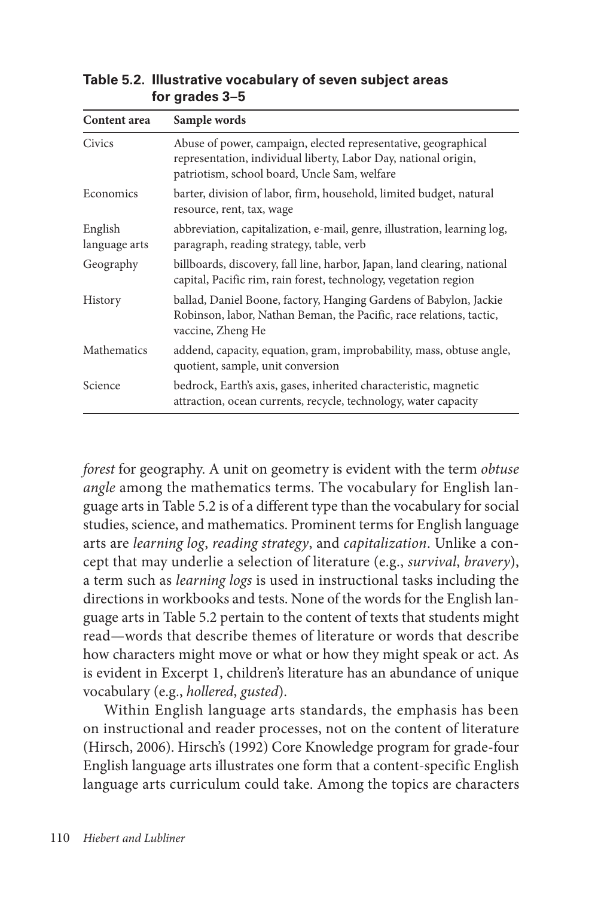**Table 5.2. Illustrative vocabulary of seven subject areas for grades 3–5**

| Content area | Sample words |
|---|---|
| Civics | Abuse of power, campaign, elected representative, geographical representation, individual liberty, Labor Day, national origin, patriotism, school board, Uncle Sam, welfare |
| Economics | barter, division of labor, firm, household, limited budget, natural resource, rent, tax, wage |
| English language arts | abbreviation, capitalization, e-mail, genre, illustration, learning log, paragraph, reading strategy, table, verb |
| Geography | billboards, discovery, fall line, harbor, Japan, land clearing, national capital, Pacific rim, rain forest, technology, vegetation region |
| History | ballad, Daniel Boone, factory, Hanging Gardens of Babylon, Jackie Robinson, labor, Nathan Beman, the Pacific, race relations, tactic, vaccine, Zheng He |
| Mathematics | addend, capacity, equation, gram, improbability, mass, obtuse angle, quotient, sample, unit conversion |
| Science | bedrock, Earth's axis, gases, inherited characteristic, magnetic attraction, ocean currents, recycle, technology, water capacity |

*forest* for geography. A unit on geometry is evident with the term *obtuse angle* among the mathematics terms. The vocabulary for English language arts in Table 5.2 is of a different type than the vocabulary for social studies, science, and mathematics. Prominent terms for English language arts are *learning log*, *reading strategy*, and *capitalization*. Unlike a concept that may underlie a selection of literature (e.g., *survival*, *bravery*), a term such as *learning logs* is used in instructional tasks including the directions in workbooks and tests. None of the words for the English language arts in Table 5.2 pertain to the content of texts that students might read—words that describe themes of literature or words that describe how characters might move or what or how they might speak or act. As is evident in Excerpt 1, children's literature has an abundance of unique vocabulary (e.g., *hollered*, *gusted*).

Within English language arts standards, the emphasis has been on instructional and reader processes, not on the content of literature (Hirsch, 2006). Hirsch's (1992) Core Knowledge program for grade-four English language arts illustrates one form that a content-specific English language arts curriculum could take. Among the topics are characters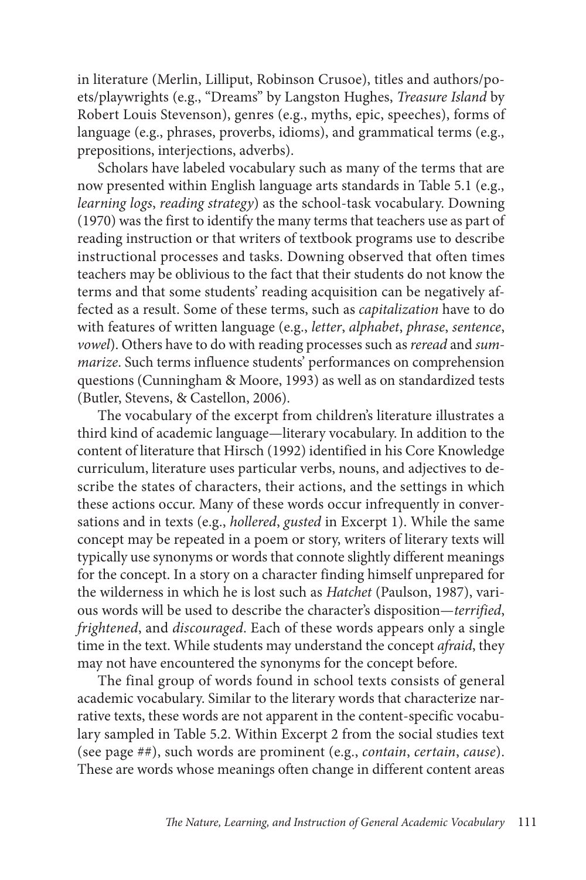in literature (Merlin, Lilliput, Robinson Crusoe), titles and authors/poets/playwrights (e.g., "Dreams" by Langston Hughes, *Treasure Island* by Robert Louis Stevenson), genres (e.g., myths, epic, speeches), forms of language (e.g., phrases, proverbs, idioms), and grammatical terms (e.g., prepositions, interjections, adverbs).

Scholars have labeled vocabulary such as many of the terms that are now presented within English language arts standards in Table 5.1 (e.g., *learning logs*, *reading strategy*) as the school-task vocabulary. Downing (1970) was the first to identify the many terms that teachers use as part of reading instruction or that writers of textbook programs use to describe instructional processes and tasks. Downing observed that often times teachers may be oblivious to the fact that their students do not know the terms and that some students' reading acquisition can be negatively affected as a result. Some of these terms, such as *capitalization* have to do with features of written language (e.g., *letter*, *alphabet*, *phrase*, *sentence*, *vowel*). Others have to do with reading processes such as *reread* and *summarize*. Such terms influence students' performances on comprehension questions (Cunningham & Moore, 1993) as well as on standardized tests (Butler, Stevens, & Castellon, 2006).

The vocabulary of the excerpt from children's literature illustrates a third kind of academic language—literary vocabulary. In addition to the content of literature that Hirsch (1992) identified in his Core Knowledge curriculum, literature uses particular verbs, nouns, and adjectives to describe the states of characters, their actions, and the settings in which these actions occur. Many of these words occur infrequently in conversations and in texts (e.g., *hollered*, *gusted* in Excerpt 1). While the same concept may be repeated in a poem or story, writers of literary texts will typically use synonyms or words that connote slightly different meanings for the concept. In a story on a character finding himself unprepared for the wilderness in which he is lost such as *Hatchet* (Paulson, 1987), various words will be used to describe the character's disposition—*terrified*, *frightened*, and *discouraged*. Each of these words appears only a single time in the text. While students may understand the concept *afraid*, they may not have encountered the synonyms for the concept before.

The final group of words found in school texts consists of general academic vocabulary. Similar to the literary words that characterize narrative texts, these words are not apparent in the content-specific vocabulary sampled in Table 5.2. Within Excerpt 2 from the social studies text (see page ##), such words are prominent (e.g., *contain*, *certain*, *cause*). These are words whose meanings often change in different content areas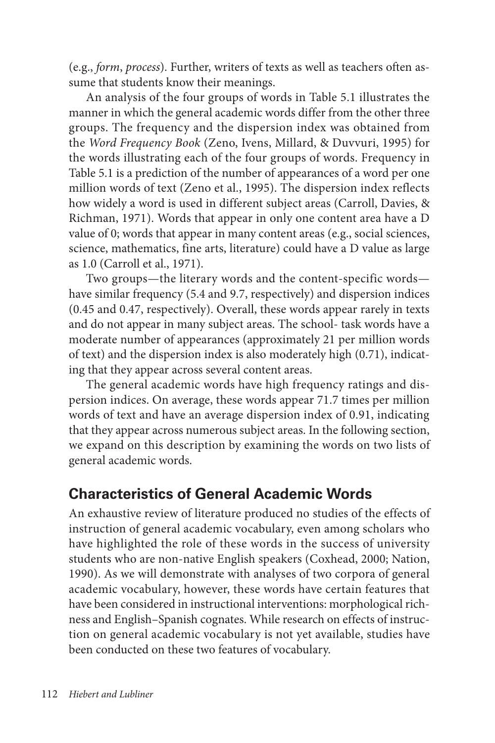(e.g., *form*, *process*). Further, writers of texts as well as teachers often assume that students know their meanings.

An analysis of the four groups of words in Table 5.1 illustrates the manner in which the general academic words differ from the other three groups. The frequency and the dispersion index was obtained from the *Word Frequency Book* (Zeno, Ivens, Millard, & Duvvuri, 1995) for the words illustrating each of the four groups of words. Frequency in Table 5.1 is a prediction of the number of appearances of a word per one million words of text (Zeno et al., 1995). The dispersion index reflects how widely a word is used in different subject areas (Carroll, Davies, & Richman, 1971). Words that appear in only one content area have a D value of 0; words that appear in many content areas (e.g., social sciences, science, mathematics, fine arts, literature) could have a D value as large as 1.0 (Carroll et al., 1971).

Two groups—the literary words and the content-specific words—have similar frequency (5.4 and 9.7, respectively) and dispersion indices (0.45 and 0.47, respectively). Overall, these words appear rarely in texts and do not appear in many subject areas. The school- task words have a moderate number of appearances (approximately 21 per million words of text) and the dispersion index is also moderately high (0.71), indicating that they appear across several content areas.

The general academic words have high frequency ratings and dispersion indices. On average, these words appear 71.7 times per million words of text and have an average dispersion index of 0.91, indicating that they appear across numerous subject areas. In the following section, we expand on this description by examining the words on two lists of general academic words.

## Characteristics of General Academic Words

An exhaustive review of literature produced no studies of the effects of instruction of general academic vocabulary, even among scholars who have highlighted the role of these words in the success of university students who are non-native English speakers (Coxhead, 2000; Nation, 1990). As we will demonstrate with analyses of two corpora of general academic vocabulary, however, these words have certain features that have been considered in instructional interventions: morphological richness and English–Spanish cognates. While research on effects of instruction on general academic vocabulary is not yet available, studies have been conducted on these two features of vocabulary.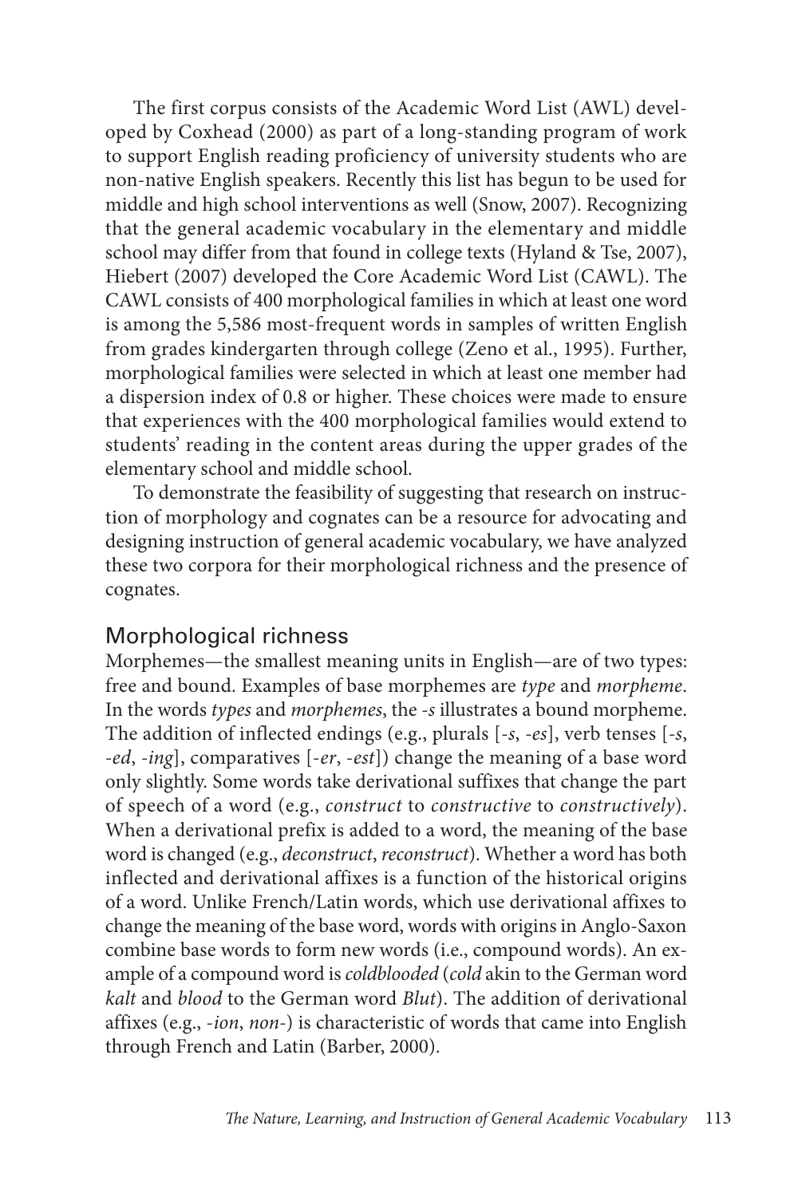The first corpus consists of the Academic Word List (AWL) developed by Coxhead (2000) as part of a long-standing program of work to support English reading proficiency of university students who are non-native English speakers. Recently this list has begun to be used for middle and high school interventions as well (Snow, 2007). Recognizing that the general academic vocabulary in the elementary and middle school may differ from that found in college texts (Hyland & Tse, 2007), Hiebert (2007) developed the Core Academic Word List (CAWL). The CAWL consists of 400 morphological families in which at least one word is among the 5,586 most-frequent words in samples of written English from grades kindergarten through college (Zeno et al., 1995). Further, morphological families were selected in which at least one member had a dispersion index of 0.8 or higher. These choices were made to ensure that experiences with the 400 morphological families would extend to students' reading in the content areas during the upper grades of the elementary school and middle school.

To demonstrate the feasibility of suggesting that research on instruction of morphology and cognates can be a resource for advocating and designing instruction of general academic vocabulary, we have analyzed these two corpora for their morphological richness and the presence of cognates.

## Morphological richness

Morphemes—the smallest meaning units in English—are of two types: free and bound. Examples of base morphemes are *type* and *morpheme*. In the words *types* and *morphemes*, the *-s* illustrates a bound morpheme. The addition of inflected endings (e.g., plurals [*-s*, *-es*], verb tenses [*-s*, *-ed*, *-ing*], comparatives [*-er*, *-est*]) change the meaning of a base word only slightly. Some words take derivational suffixes that change the part of speech of a word (e.g., *construct* to *constructive* to *constructively*). When a derivational prefix is added to a word, the meaning of the base word is changed (e.g., *deconstruct*, *reconstruct*). Whether a word has both inflected and derivational affixes is a function of the historical origins of a word. Unlike French/Latin words, which use derivational affixes to change the meaning of the base word, words with origins in Anglo-Saxon combine base words to form new words (i.e., compound words). An example of a compound word is *coldblooded* (*cold* akin to the German word *kalt* and *blood* to the German word *Blut*). The addition of derivational affixes (e.g., *-ion*, *non-*) is characteristic of words that came into English through French and Latin (Barber, 2000).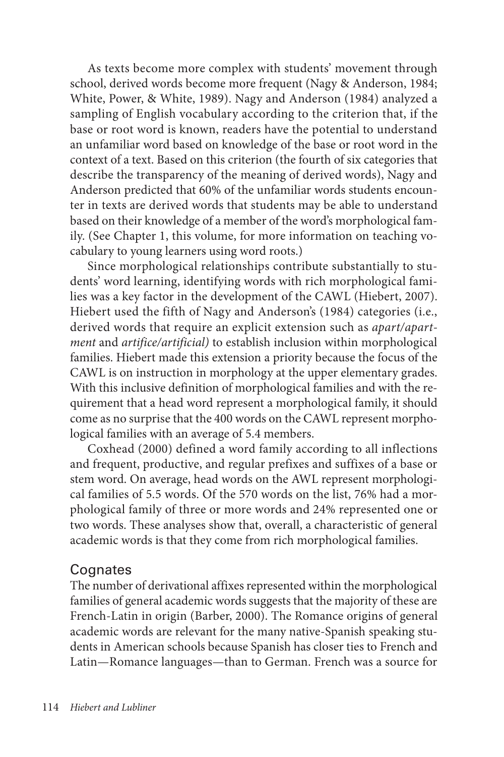As texts become more complex with students' movement through school, derived words become more frequent (Nagy & Anderson, 1984; White, Power, & White, 1989). Nagy and Anderson (1984) analyzed a sampling of English vocabulary according to the criterion that, if the base or root word is known, readers have the potential to understand an unfamiliar word based on knowledge of the base or root word in the context of a text. Based on this criterion (the fourth of six categories that describe the transparency of the meaning of derived words), Nagy and Anderson predicted that 60% of the unfamiliar words students encounter in texts are derived words that students may be able to understand based on their knowledge of a member of the word's morphological family. (See Chapter 1, this volume, for more information on teaching vocabulary to young learners using word roots.)

Since morphological relationships contribute substantially to students' word learning, identifying words with rich morphological families was a key factor in the development of the CAWL (Hiebert, 2007). Hiebert used the fifth of Nagy and Anderson's (1984) categories (i.e., derived words that require an explicit extension such as *apart/apartment* and *artifice/artificial)* to establish inclusion within morphological families. Hiebert made this extension a priority because the focus of the CAWL is on instruction in morphology at the upper elementary grades. With this inclusive definition of morphological families and with the requirement that a head word represent a morphological family, it should come as no surprise that the 400 words on the CAWL represent morphological families with an average of 5.4 members.

Coxhead (2000) defined a word family according to all inflections and frequent, productive, and regular prefixes and suffixes of a base or stem word. On average, head words on the AWL represent morphological families of 5.5 words. Of the 570 words on the list, 76% had a morphological family of three or more words and 24% represented one or two words. These analyses show that, overall, a characteristic of general academic words is that they come from rich morphological families.

## Cognates

The number of derivational affixes represented within the morphological families of general academic words suggests that the majority of these are French-Latin in origin (Barber, 2000). The Romance origins of general academic words are relevant for the many native-Spanish speaking students in American schools because Spanish has closer ties to French and Latin—Romance languages—than to German. French was a source for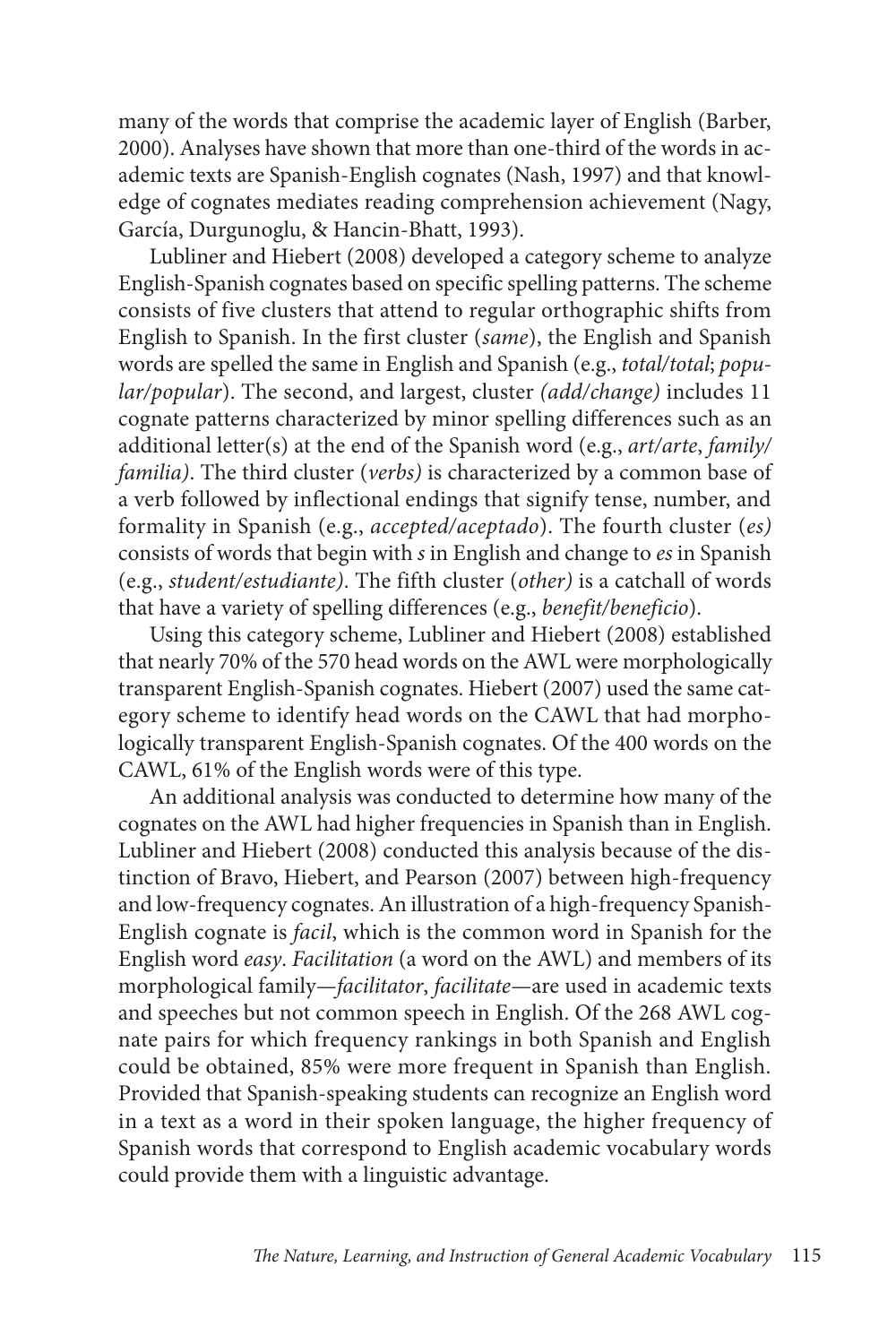many of the words that comprise the academic layer of English (Barber, 2000). Analyses have shown that more than one-third of the words in academic texts are Spanish-English cognates (Nash, 1997) and that knowledge of cognates mediates reading comprehension achievement (Nagy, García, Durgunoglu, & Hancin-Bhatt, 1993).

Lubliner and Hiebert (2008) developed a category scheme to analyze English-Spanish cognates based on specific spelling patterns. The scheme consists of five clusters that attend to regular orthographic shifts from English to Spanish. In the first cluster (*same*), the English and Spanish words are spelled the same in English and Spanish (e.g., *total/total*; *popular/popular*). The second, and largest, cluster *(add/change)* includes 11 cognate patterns characterized by minor spelling differences such as an additional letter(s) at the end of the Spanish word (e.g., *art/arte*, *family/familia)*. The third cluster (*verbs)* is characterized by a common base of a verb followed by inflectional endings that signify tense, number, and formality in Spanish (e.g., *accepted/aceptado*). The fourth cluster (*es)* consists of words that begin with *s* in English and change to *es* in Spanish (e.g., *student/estudiante)*. The fifth cluster (*other)* is a catchall of words that have a variety of spelling differences (e.g., *benefit/beneficio*).

Using this category scheme, Lubliner and Hiebert (2008) established that nearly 70% of the 570 head words on the AWL were morphologically transparent English-Spanish cognates. Hiebert (2007) used the same category scheme to identify head words on the CAWL that had morphologically transparent English-Spanish cognates. Of the 400 words on the CAWL, 61% of the English words were of this type.

An additional analysis was conducted to determine how many of the cognates on the AWL had higher frequencies in Spanish than in English. Lubliner and Hiebert (2008) conducted this analysis because of the distinction of Bravo, Hiebert, and Pearson (2007) between high-frequency and low-frequency cognates. An illustration of a high-frequency Spanish-English cognate is *facil*, which is the common word in Spanish for the English word *easy*. *Facilitation* (a word on the AWL) and members of its morphological family—*facilitator*, *facilitate*—are used in academic texts and speeches but not common speech in English. Of the 268 AWL cognate pairs for which frequency rankings in both Spanish and English could be obtained, 85% were more frequent in Spanish than English. Provided that Spanish-speaking students can recognize an English word in a text as a word in their spoken language, the higher frequency of Spanish words that correspond to English academic vocabulary words could provide them with a linguistic advantage.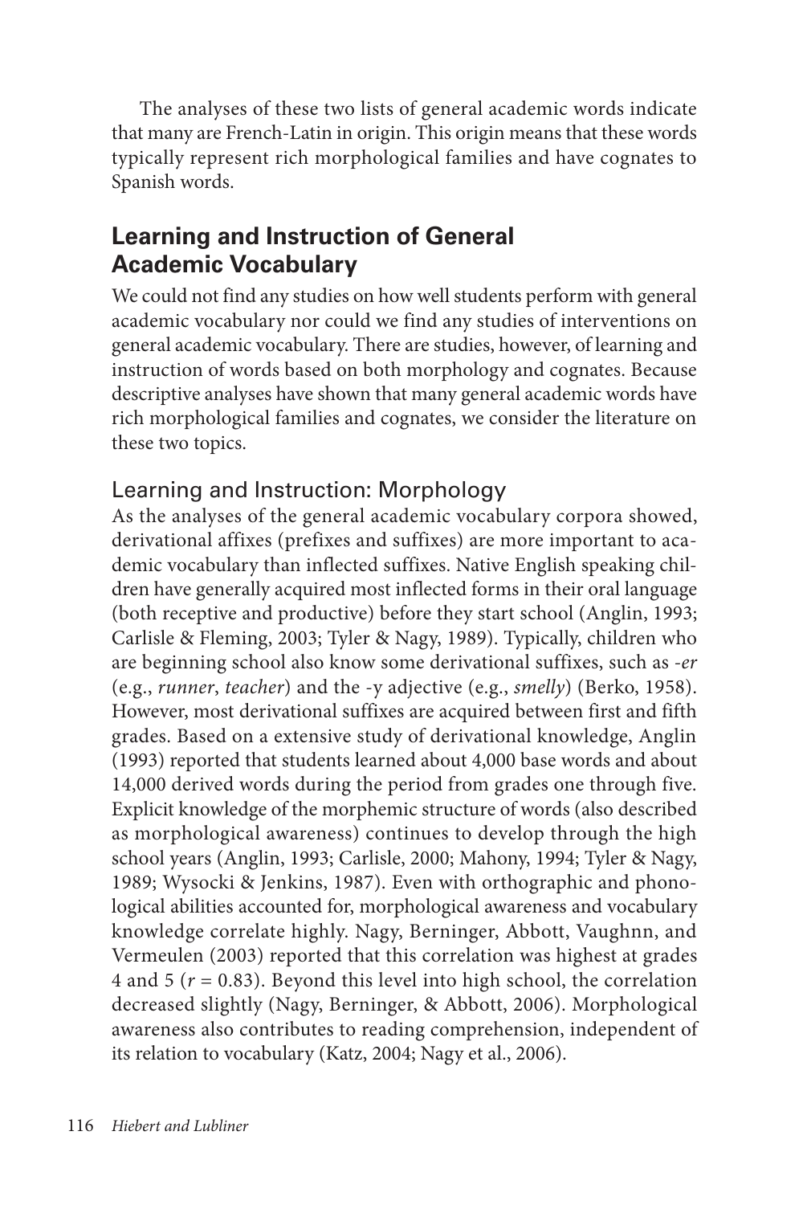The analyses of these two lists of general academic words indicate that many are French-Latin in origin. This origin means that these words typically represent rich morphological families and have cognates to Spanish words.

## Learning and Instruction of General Academic Vocabulary

We could not find any studies on how well students perform with general academic vocabulary nor could we find any studies of interventions on general academic vocabulary. There are studies, however, of learning and instruction of words based on both morphology and cognates. Because descriptive analyses have shown that many general academic words have rich morphological families and cognates, we consider the literature on these two topics.

### Learning and Instruction: Morphology

As the analyses of the general academic vocabulary corpora showed, derivational affixes (prefixes and suffixes) are more important to academic vocabulary than inflected suffixes. Native English speaking children have generally acquired most inflected forms in their oral language (both receptive and productive) before they start school (Anglin, 1993; Carlisle & Fleming, 2003; Tyler & Nagy, 1989). Typically, children who are beginning school also know some derivational suffixes, such as *-er* (e.g., *runner*, *teacher*) and the -y adjective (e.g., *smelly*) (Berko, 1958). However, most derivational suffixes are acquired between first and fifth grades. Based on a extensive study of derivational knowledge, Anglin (1993) reported that students learned about 4,000 base words and about 14,000 derived words during the period from grades one through five. Explicit knowledge of the morphemic structure of words (also described as morphological awareness) continues to develop through the high school years (Anglin, 1993; Carlisle, 2000; Mahony, 1994; Tyler & Nagy, 1989; Wysocki & Jenkins, 1987). Even with orthographic and phonological abilities accounted for, morphological awareness and vocabulary knowledge correlate highly. Nagy, Berninger, Abbott, Vaughnn, and Vermeulen (2003) reported that this correlation was highest at grades 4 and 5 ($r = 0.83$). Beyond this level into high school, the correlation decreased slightly (Nagy, Berninger, & Abbott, 2006). Morphological awareness also contributes to reading comprehension, independent of its relation to vocabulary (Katz, 2004; Nagy et al., 2006).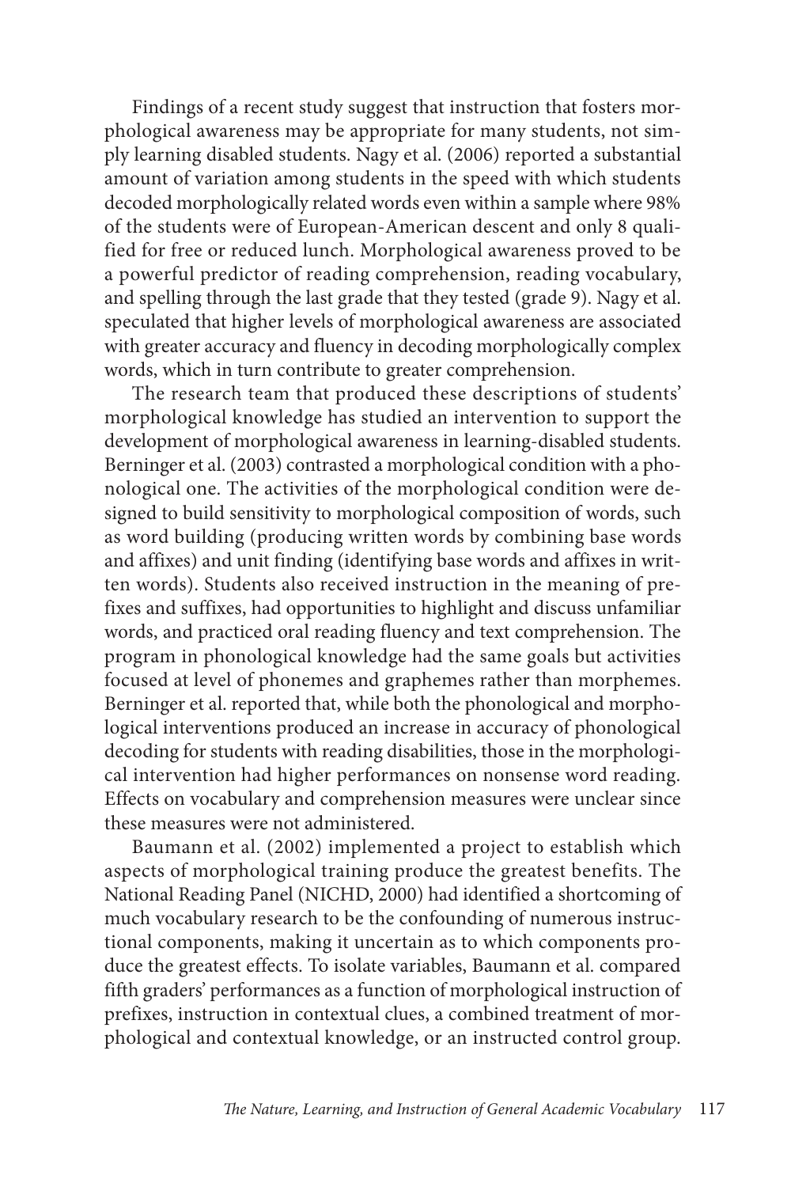Findings of a recent study suggest that instruction that fosters morphological awareness may be appropriate for many students, not simply learning disabled students. Nagy et al. (2006) reported a substantial amount of variation among students in the speed with which students decoded morphologically related words even within a sample where 98% of the students were of European-American descent and only 8 qualified for free or reduced lunch. Morphological awareness proved to be a powerful predictor of reading comprehension, reading vocabulary, and spelling through the last grade that they tested (grade 9). Nagy et al. speculated that higher levels of morphological awareness are associated with greater accuracy and fluency in decoding morphologically complex words, which in turn contribute to greater comprehension.

The research team that produced these descriptions of students' morphological knowledge has studied an intervention to support the development of morphological awareness in learning-disabled students. Berninger et al. (2003) contrasted a morphological condition with a phonological one. The activities of the morphological condition were designed to build sensitivity to morphological composition of words, such as word building (producing written words by combining base words and affixes) and unit finding (identifying base words and affixes in written words). Students also received instruction in the meaning of prefixes and suffixes, had opportunities to highlight and discuss unfamiliar words, and practiced oral reading fluency and text comprehension. The program in phonological knowledge had the same goals but activities focused at level of phonemes and graphemes rather than morphemes. Berninger et al. reported that, while both the phonological and morphological interventions produced an increase in accuracy of phonological decoding for students with reading disabilities, those in the morphological intervention had higher performances on nonsense word reading. Effects on vocabulary and comprehension measures were unclear since these measures were not administered.

Baumann et al. (2002) implemented a project to establish which aspects of morphological training produce the greatest benefits. The National Reading Panel (NICHD, 2000) had identified a shortcoming of much vocabulary research to be the confounding of numerous instructional components, making it uncertain as to which components produce the greatest effects. To isolate variables, Baumann et al. compared fifth graders' performances as a function of morphological instruction of prefixes, instruction in contextual clues, a combined treatment of morphological and contextual knowledge, or an instructed control group.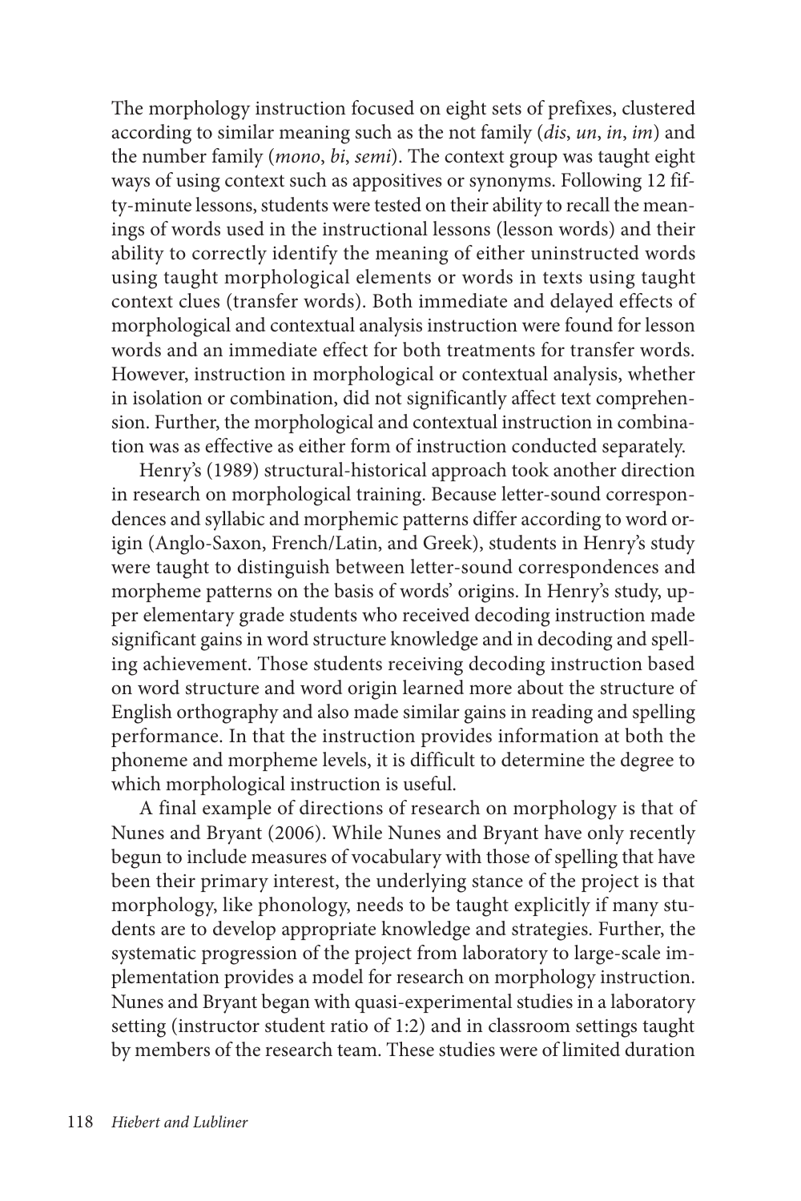The morphology instruction focused on eight sets of prefixes, clustered according to similar meaning such as the not family (*dis*, *un*, *in*, *im*) and the number family (*mono*, *bi*, *semi*). The context group was taught eight ways of using context such as appositives or synonyms. Following 12 fifty-minute lessons, students were tested on their ability to recall the meanings of words used in the instructional lessons (lesson words) and their ability to correctly identify the meaning of either uninstructed words using taught morphological elements or words in texts using taught context clues (transfer words). Both immediate and delayed effects of morphological and contextual analysis instruction were found for lesson words and an immediate effect for both treatments for transfer words. However, instruction in morphological or contextual analysis, whether in isolation or combination, did not significantly affect text comprehension. Further, the morphological and contextual instruction in combination was as effective as either form of instruction conducted separately.

Henry's (1989) structural-historical approach took another direction in research on morphological training. Because letter-sound correspondences and syllabic and morphemic patterns differ according to word origin (Anglo-Saxon, French/Latin, and Greek), students in Henry's study were taught to distinguish between letter-sound correspondences and morpheme patterns on the basis of words' origins. In Henry's study, upper elementary grade students who received decoding instruction made significant gains in word structure knowledge and in decoding and spelling achievement. Those students receiving decoding instruction based on word structure and word origin learned more about the structure of English orthography and also made similar gains in reading and spelling performance. In that the instruction provides information at both the phoneme and morpheme levels, it is difficult to determine the degree to which morphological instruction is useful.

A final example of directions of research on morphology is that of Nunes and Bryant (2006). While Nunes and Bryant have only recently begun to include measures of vocabulary with those of spelling that have been their primary interest, the underlying stance of the project is that morphology, like phonology, needs to be taught explicitly if many students are to develop appropriate knowledge and strategies. Further, the systematic progression of the project from laboratory to large-scale implementation provides a model for research on morphology instruction. Nunes and Bryant began with quasi-experimental studies in a laboratory setting (instructor student ratio of 1:2) and in classroom settings taught by members of the research team. These studies were of limited duration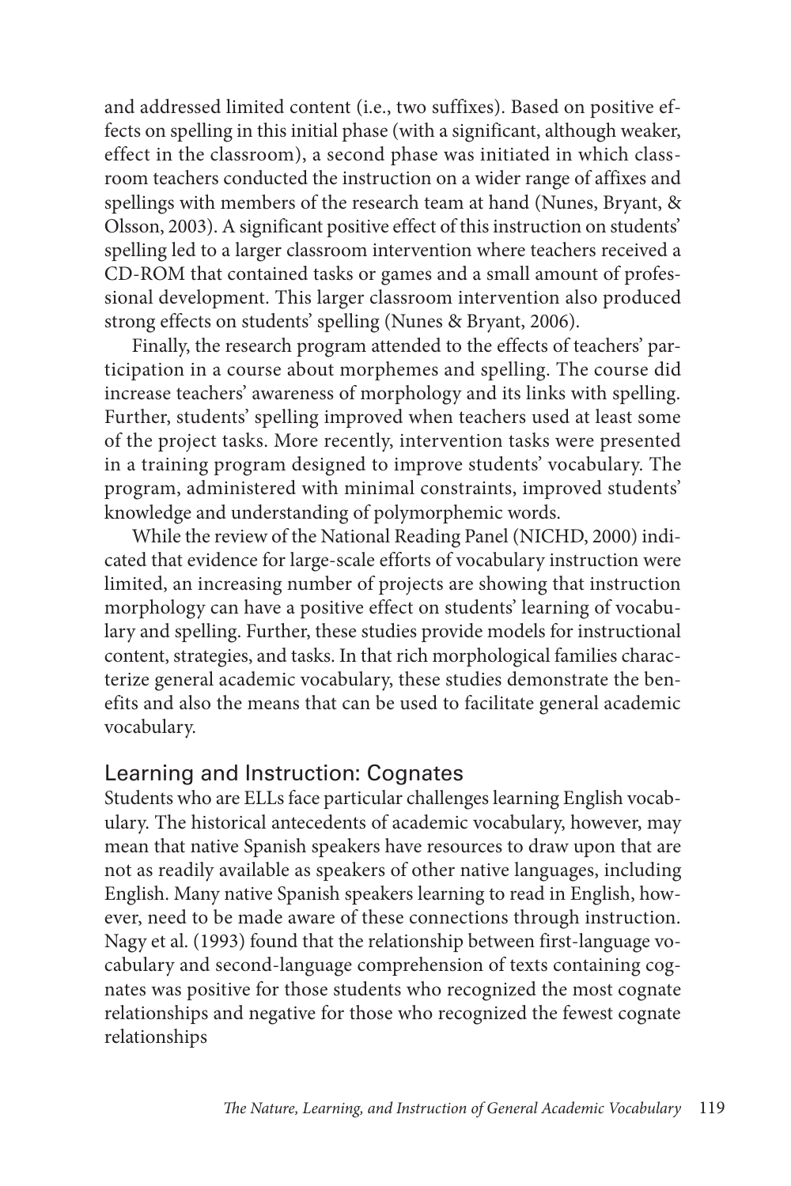and addressed limited content (i.e., two suffixes). Based on positive effects on spelling in this initial phase (with a significant, although weaker, effect in the classroom), a second phase was initiated in which classroom teachers conducted the instruction on a wider range of affixes and spellings with members of the research team at hand (Nunes, Bryant, & Olsson, 2003). A significant positive effect of this instruction on students' spelling led to a larger classroom intervention where teachers received a CD-ROM that contained tasks or games and a small amount of professional development. This larger classroom intervention also produced strong effects on students' spelling (Nunes & Bryant, 2006).

Finally, the research program attended to the effects of teachers' participation in a course about morphemes and spelling. The course did increase teachers' awareness of morphology and its links with spelling. Further, students' spelling improved when teachers used at least some of the project tasks. More recently, intervention tasks were presented in a training program designed to improve students' vocabulary. The program, administered with minimal constraints, improved students' knowledge and understanding of polymorphemic words.

While the review of the National Reading Panel (NICHD, 2000) indicated that evidence for large-scale efforts of vocabulary instruction were limited, an increasing number of projects are showing that instruction morphology can have a positive effect on students' learning of vocabulary and spelling. Further, these studies provide models for instructional content, strategies, and tasks. In that rich morphological families characterize general academic vocabulary, these studies demonstrate the benefits and also the means that can be used to facilitate general academic vocabulary.

## Learning and Instruction: Cognates

Students who are ELLs face particular challenges learning English vocabulary. The historical antecedents of academic vocabulary, however, may mean that native Spanish speakers have resources to draw upon that are not as readily available as speakers of other native languages, including English. Many native Spanish speakers learning to read in English, however, need to be made aware of these connections through instruction. Nagy et al. (1993) found that the relationship between first-language vocabulary and second-language comprehension of texts containing cognates was positive for those students who recognized the most cognate relationships and negative for those who recognized the fewest cognate relationships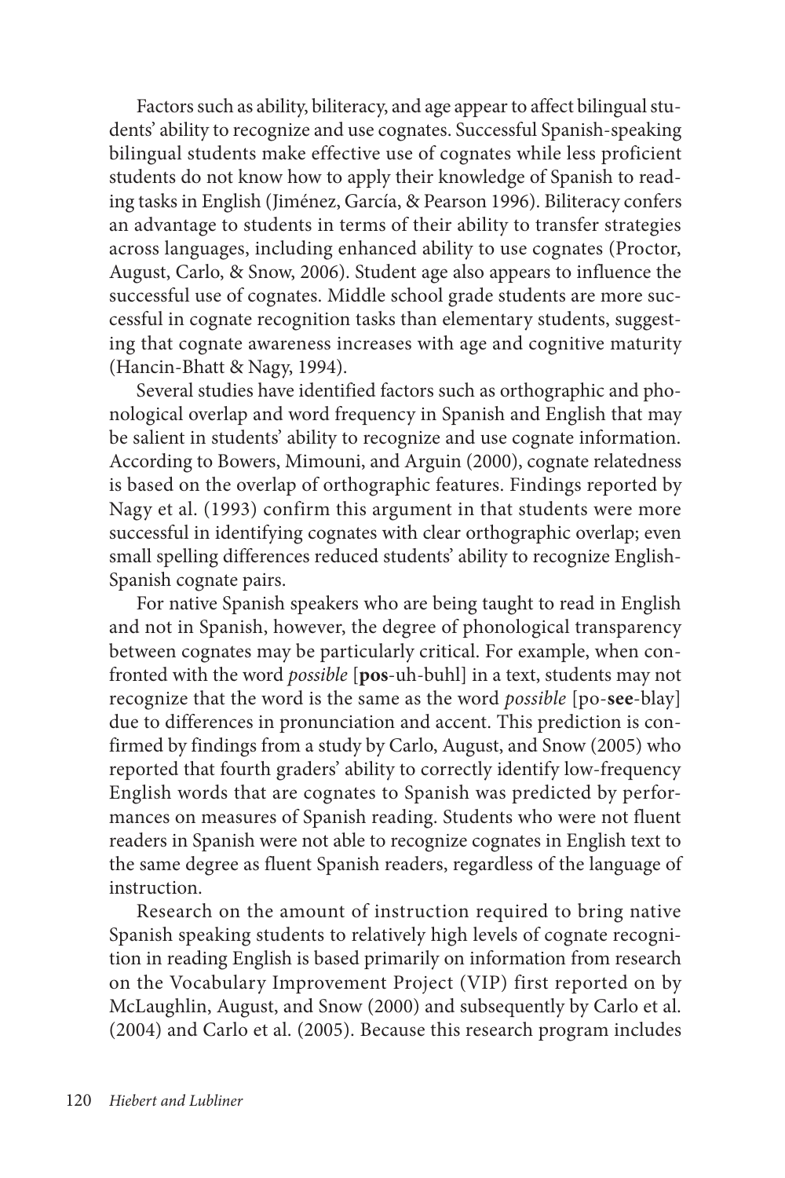Factors such as ability, biliteracy, and age appear to affect bilingual students' ability to recognize and use cognates. Successful Spanish-speaking bilingual students make effective use of cognates while less proficient students do not know how to apply their knowledge of Spanish to reading tasks in English (Jiménez, García, & Pearson 1996). Biliteracy confers an advantage to students in terms of their ability to transfer strategies across languages, including enhanced ability to use cognates (Proctor, August, Carlo, & Snow, 2006). Student age also appears to influence the successful use of cognates. Middle school grade students are more successful in cognate recognition tasks than elementary students, suggesting that cognate awareness increases with age and cognitive maturity (Hancin-Bhatt & Nagy, 1994).

Several studies have identified factors such as orthographic and phonological overlap and word frequency in Spanish and English that may be salient in students' ability to recognize and use cognate information. According to Bowers, Mimouni, and Arguin (2000), cognate relatedness is based on the overlap of orthographic features. Findings reported by Nagy et al. (1993) confirm this argument in that students were more successful in identifying cognates with clear orthographic overlap; even small spelling differences reduced students' ability to recognize English-Spanish cognate pairs.

For native Spanish speakers who are being taught to read in English and not in Spanish, however, the degree of phonological transparency between cognates may be particularly critical. For example, when confronted with the word *possible* [**pos**-uh-buhl] in a text, students may not recognize that the word is the same as the word *possible* [po-**see**-blay] due to differences in pronunciation and accent. This prediction is confirmed by findings from a study by Carlo, August, and Snow (2005) who reported that fourth graders' ability to correctly identify low-frequency English words that are cognates to Spanish was predicted by performances on measures of Spanish reading. Students who were not fluent readers in Spanish were not able to recognize cognates in English text to the same degree as fluent Spanish readers, regardless of the language of instruction.

Research on the amount of instruction required to bring native Spanish speaking students to relatively high levels of cognate recognition in reading English is based primarily on information from research on the Vocabulary Improvement Project (VIP) first reported on by McLaughlin, August, and Snow (2000) and subsequently by Carlo et al. (2004) and Carlo et al. (2005). Because this research program includes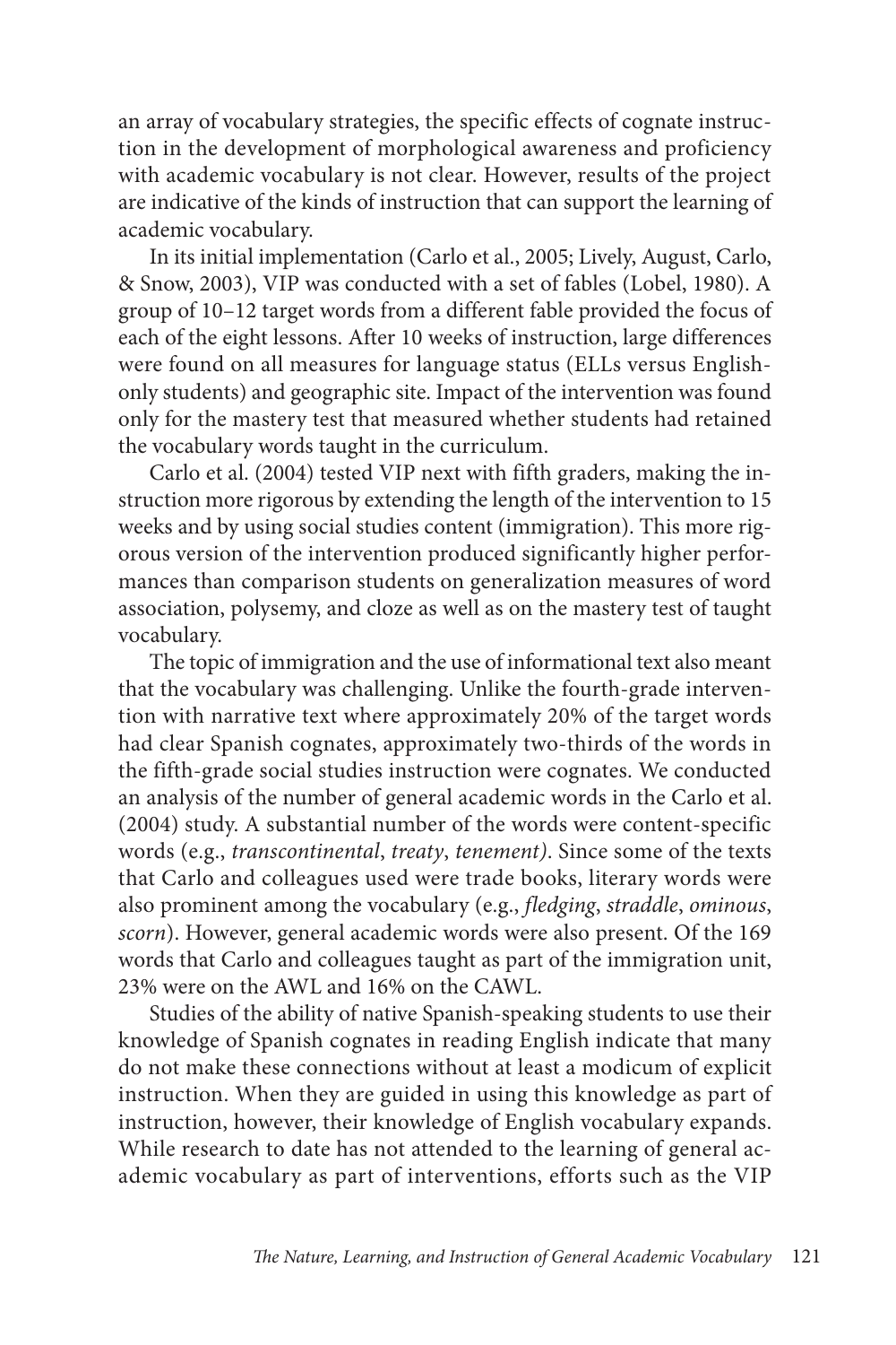an array of vocabulary strategies, the specific effects of cognate instruction in the development of morphological awareness and proficiency with academic vocabulary is not clear. However, results of the project are indicative of the kinds of instruction that can support the learning of academic vocabulary.

In its initial implementation (Carlo et al., 2005; Lively, August, Carlo, & Snow, 2003), VIP was conducted with a set of fables (Lobel, 1980). A group of 10–12 target words from a different fable provided the focus of each of the eight lessons. After 10 weeks of instruction, large differences were found on all measures for language status (ELLs versus English-only students) and geographic site. Impact of the intervention was found only for the mastery test that measured whether students had retained the vocabulary words taught in the curriculum.

Carlo et al. (2004) tested VIP next with fifth graders, making the instruction more rigorous by extending the length of the intervention to 15 weeks and by using social studies content (immigration). This more rigorous version of the intervention produced significantly higher performances than comparison students on generalization measures of word association, polysemy, and cloze as well as on the mastery test of taught vocabulary.

The topic of immigration and the use of informational text also meant that the vocabulary was challenging. Unlike the fourth-grade intervention with narrative text where approximately 20% of the target words had clear Spanish cognates, approximately two-thirds of the words in the fifth-grade social studies instruction were cognates. We conducted an analysis of the number of general academic words in the Carlo et al. (2004) study. A substantial number of the words were content-specific words (e.g., *transcontinental*, *treaty*, *tenement)*. Since some of the texts that Carlo and colleagues used were trade books, literary words were also prominent among the vocabulary (e.g., *fledging*, *straddle*, *ominous*, *scorn*). However, general academic words were also present. Of the 169 words that Carlo and colleagues taught as part of the immigration unit, 23% were on the AWL and 16% on the CAWL.

Studies of the ability of native Spanish-speaking students to use their knowledge of Spanish cognates in reading English indicate that many do not make these connections without at least a modicum of explicit instruction. When they are guided in using this knowledge as part of instruction, however, their knowledge of English vocabulary expands. While research to date has not attended to the learning of general academic vocabulary as part of interventions, efforts such as the VIP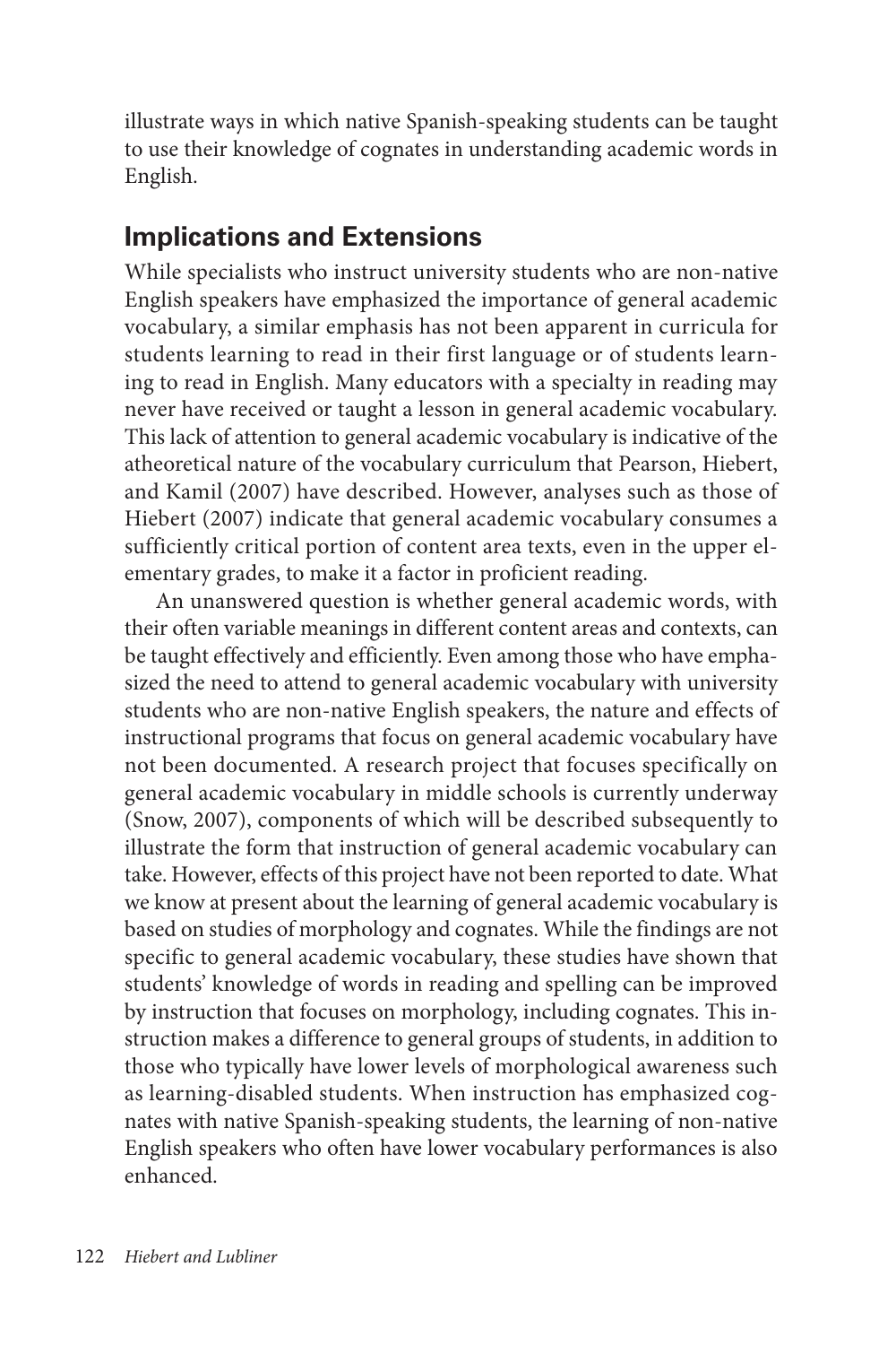illustrate ways in which native Spanish-speaking students can be taught to use their knowledge of cognates in understanding academic words in English.

## Implications and Extensions

While specialists who instruct university students who are non-native English speakers have emphasized the importance of general academic vocabulary, a similar emphasis has not been apparent in curricula for students learning to read in their first language or of students learning to read in English. Many educators with a specialty in reading may never have received or taught a lesson in general academic vocabulary. This lack of attention to general academic vocabulary is indicative of the atheoretical nature of the vocabulary curriculum that Pearson, Hiebert, and Kamil (2007) have described. However, analyses such as those of Hiebert (2007) indicate that general academic vocabulary consumes a sufficiently critical portion of content area texts, even in the upper elementary grades, to make it a factor in proficient reading.

An unanswered question is whether general academic words, with their often variable meanings in different content areas and contexts, can be taught effectively and efficiently. Even among those who have emphasized the need to attend to general academic vocabulary with university students who are non-native English speakers, the nature and effects of instructional programs that focus on general academic vocabulary have not been documented. A research project that focuses specifically on general academic vocabulary in middle schools is currently underway (Snow, 2007), components of which will be described subsequently to illustrate the form that instruction of general academic vocabulary can take. However, effects of this project have not been reported to date. What we know at present about the learning of general academic vocabulary is based on studies of morphology and cognates. While the findings are not specific to general academic vocabulary, these studies have shown that students' knowledge of words in reading and spelling can be improved by instruction that focuses on morphology, including cognates. This instruction makes a difference to general groups of students, in addition to those who typically have lower levels of morphological awareness such as learning-disabled students. When instruction has emphasized cognates with native Spanish-speaking students, the learning of non-native English speakers who often have lower vocabulary performances is also enhanced.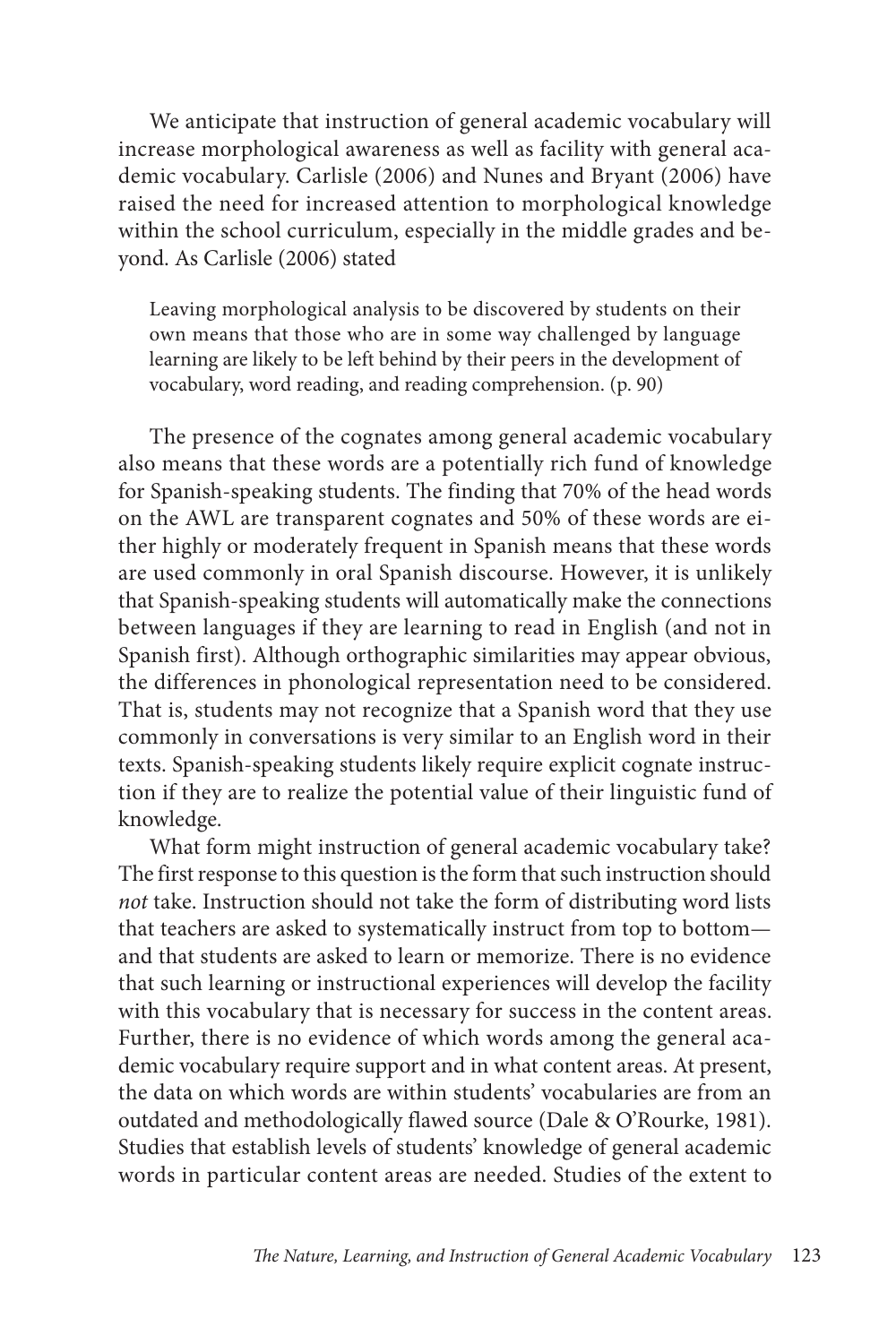We anticipate that instruction of general academic vocabulary will increase morphological awareness as well as facility with general academic vocabulary. Carlisle (2006) and Nunes and Bryant (2006) have raised the need for increased attention to morphological knowledge within the school curriculum, especially in the middle grades and beyond. As Carlisle (2006) stated

> Leaving morphological analysis to be discovered by students on their own means that those who are in some way challenged by language learning are likely to be left behind by their peers in the development of vocabulary, word reading, and reading comprehension. (p. 90)

The presence of the cognates among general academic vocabulary also means that these words are a potentially rich fund of knowledge for Spanish-speaking students. The finding that 70% of the head words on the AWL are transparent cognates and 50% of these words are either highly or moderately frequent in Spanish means that these words are used commonly in oral Spanish discourse. However, it is unlikely that Spanish-speaking students will automatically make the connections between languages if they are learning to read in English (and not in Spanish first). Although orthographic similarities may appear obvious, the differences in phonological representation need to be considered. That is, students may not recognize that a Spanish word that they use commonly in conversations is very similar to an English word in their texts. Spanish-speaking students likely require explicit cognate instruction if they are to realize the potential value of their linguistic fund of knowledge.

What form might instruction of general academic vocabulary take? The first response to this question is the form that such instruction should *not* take. Instruction should not take the form of distributing word lists that teachers are asked to systematically instruct from top to bottom—and that students are asked to learn or memorize. There is no evidence that such learning or instructional experiences will develop the facility with this vocabulary that is necessary for success in the content areas. Further, there is no evidence of which words among the general academic vocabulary require support and in what content areas. At present, the data on which words are within students' vocabularies are from an outdated and methodologically flawed source (Dale & O'Rourke, 1981). Studies that establish levels of students' knowledge of general academic words in particular content areas are needed. Studies of the extent to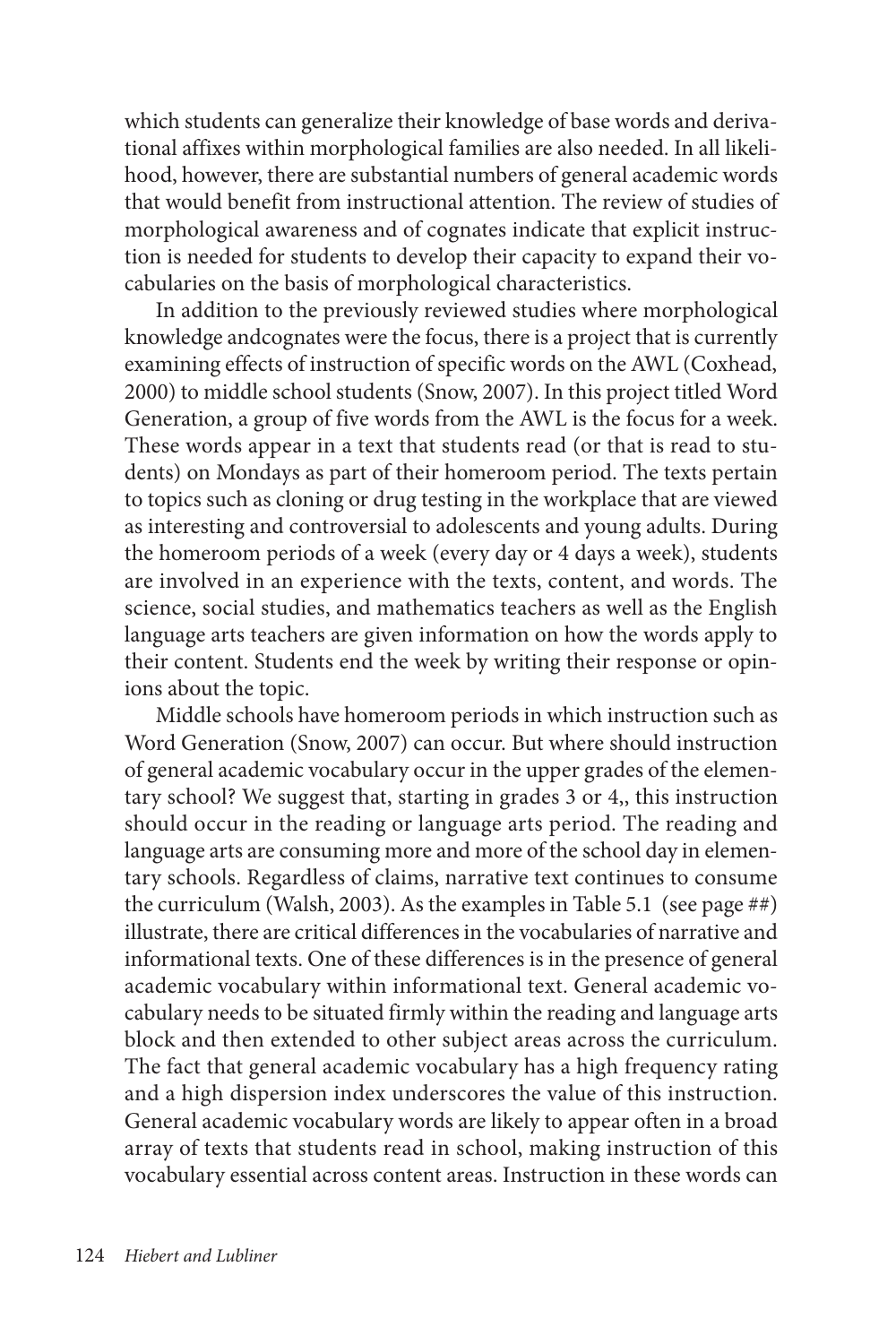which students can generalize their knowledge of base words and derivational affixes within morphological families are also needed. In all likelihood, however, there are substantial numbers of general academic words that would benefit from instructional attention. The review of studies of morphological awareness and of cognates indicate that explicit instruction is needed for students to develop their capacity to expand their vocabularies on the basis of morphological characteristics.

In addition to the previously reviewed studies where morphological knowledge andcognates were the focus, there is a project that is currently examining effects of instruction of specific words on the AWL (Coxhead, 2000) to middle school students (Snow, 2007). In this project titled Word Generation, a group of five words from the AWL is the focus for a week. These words appear in a text that students read (or that is read to students) on Mondays as part of their homeroom period. The texts pertain to topics such as cloning or drug testing in the workplace that are viewed as interesting and controversial to adolescents and young adults. During the homeroom periods of a week (every day or 4 days a week), students are involved in an experience with the texts, content, and words. The science, social studies, and mathematics teachers as well as the English language arts teachers are given information on how the words apply to their content. Students end the week by writing their response or opinions about the topic.

Middle schools have homeroom periods in which instruction such as Word Generation (Snow, 2007) can occur. But where should instruction of general academic vocabulary occur in the upper grades of the elementary school? We suggest that, starting in grades 3 or 4,, this instruction should occur in the reading or language arts period. The reading and language arts are consuming more and more of the school day in elementary schools. Regardless of claims, narrative text continues to consume the curriculum (Walsh, 2003). As the examples in Table 5.1 (see page ##) illustrate, there are critical differences in the vocabularies of narrative and informational texts. One of these differences is in the presence of general academic vocabulary within informational text. General academic vocabulary needs to be situated firmly within the reading and language arts block and then extended to other subject areas across the curriculum. The fact that general academic vocabulary has a high frequency rating and a high dispersion index underscores the value of this instruction. General academic vocabulary words are likely to appear often in a broad array of texts that students read in school, making instruction of this vocabulary essential across content areas. Instruction in these words can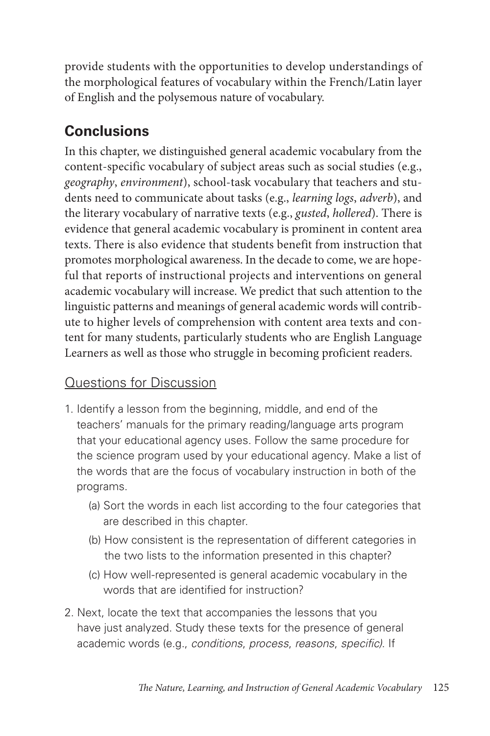provide students with the opportunities to develop understandings of the morphological features of vocabulary within the French/Latin layer of English and the polysemous nature of vocabulary.

## Conclusions

In this chapter, we distinguished general academic vocabulary from the content-specific vocabulary of subject areas such as social studies (e.g., *geography*, *environment*), school-task vocabulary that teachers and students need to communicate about tasks (e.g., *learning logs*, *adverb*), and the literary vocabulary of narrative texts (e.g., *gusted*, *hollered*). There is evidence that general academic vocabulary is prominent in content area texts. There is also evidence that students benefit from instruction that promotes morphological awareness. In the decade to come, we are hopeful that reports of instructional projects and interventions on general academic vocabulary will increase. We predict that such attention to the linguistic patterns and meanings of general academic words will contribute to higher levels of comprehension with content area texts and content for many students, particularly students who are English Language Learners as well as those who struggle in becoming proficient readers.

### Questions for Discussion

1. Identify a lesson from the beginning, middle, and end of the teachers' manuals for the primary reading/language arts program that your educational agency uses. Follow the same procedure for the science program used by your educational agency. Make a list of the words that are the focus of vocabulary instruction in both of the programs.
   - (a) Sort the words in each list according to the four categories that are described in this chapter.
   - (b) How consistent is the representation of different categories in the two lists to the information presented in this chapter?
   - (c) How well-represented is general academic vocabulary in the words that are identified for instruction?
2. Next, locate the text that accompanies the lessons that you have just analyzed. Study these texts for the presence of general academic words (e.g., *conditions*, *process*, *reasons*, *specific)*. If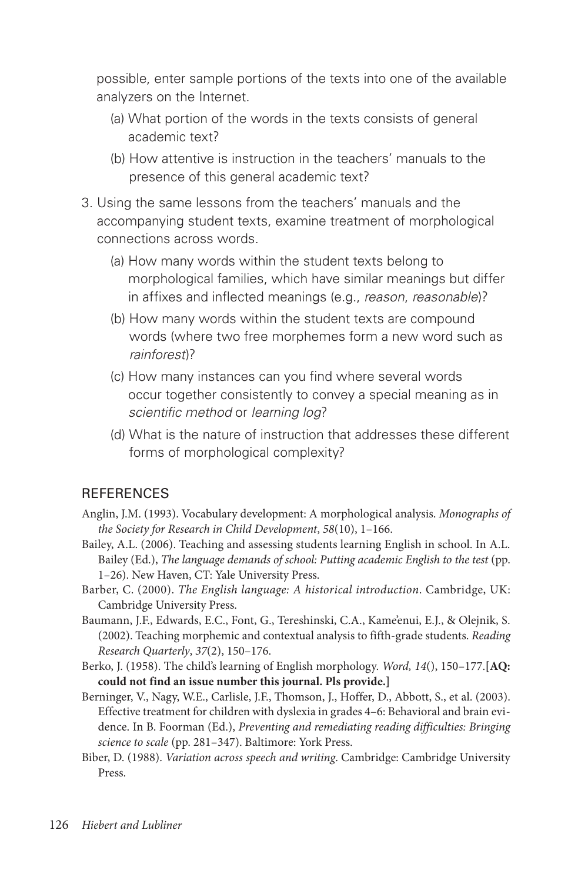possible, enter sample portions of the texts into one of the available analyzers on the Internet.

(a) What portion of the words in the texts consists of general academic text?

(b) How attentive is instruction in the teachers' manuals to the presence of this general academic text?

3. Using the same lessons from the teachers' manuals and the accompanying student texts, examine treatment of morphological connections across words.

   (a) How many words within the student texts belong to morphological families, which have similar meanings but differ in affixes and inflected meanings (e.g., *reason*, *reasonable*)?

   (b) How many words within the student texts are compound words (where two free morphemes form a new word such as *rainforest*)?

   (c) How many instances can you find where several words occur together consistently to convey a special meaning as in *scientific method* or *learning log*?

   (d) What is the nature of instruction that addresses these different forms of morphological complexity?

## REFERENCES

Anglin, J.M. (1993). Vocabulary development: A morphological analysis. *Monographs of the Society for Research in Child Development*, *58*(10), 1–166.

Bailey, A.L. (2006). Teaching and assessing students learning English in school. In A.L. Bailey (Ed.), *The language demands of school: Putting academic English to the test* (pp. 1–26). New Haven, CT: Yale University Press.

Barber, C. (2000). *The English language: A historical introduction*. Cambridge, UK: Cambridge University Press.

Baumann, J.F., Edwards, E.C., Font, G., Tereshinski, C.A., Kame'enui, E.J., & Olejnik, S. (2002). Teaching morphemic and contextual analysis to fifth-grade students. *Reading Research Quarterly*, *37*(2), 150–176.

Berko, J. (1958). The child's learning of English morphology. *Word, 14*(), 150–177.**[AQ: could not find an issue number this journal. Pls provide.]**

Berninger, V., Nagy, W.E., Carlisle, J.F., Thomson, J., Hoffer, D., Abbott, S., et al. (2003). Effective treatment for children with dyslexia in grades 4–6: Behavioral and brain evidence. In B. Foorman (Ed.), *Preventing and remediating reading difficulties: Bringing science to scale* (pp. 281–347). Baltimore: York Press.

Biber, D. (1988). *Variation across speech and writing*. Cambridge: Cambridge University Press.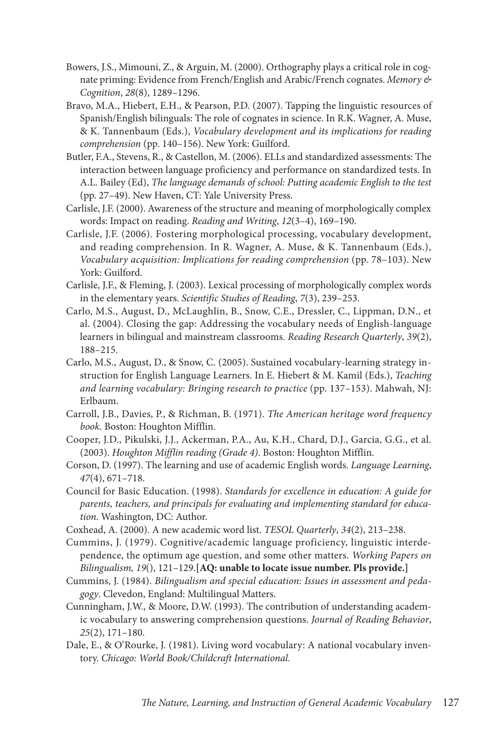Bowers, J.S., Mimouni, Z., & Arguin, M. (2000). Orthography plays a critical role in cognate priming: Evidence from French/English and Arabic/French cognates. *Memory & Cognition*, *28*(8), 1289–1296.

Bravo, M.A., Hiebert, E.H., & Pearson, P.D. (2007). Tapping the linguistic resources of Spanish/English bilinguals: The role of cognates in science. In R.K. Wagner, A. Muse, & K. Tannenbaum (Eds.), *Vocabulary development and its implications for reading comprehension* (pp. 140–156). New York: Guilford.

Butler, F.A., Stevens, R., & Castellon, M. (2006). ELLs and standardized assessments: The interaction between language proficiency and performance on standardized tests. In A.L. Bailey (Ed), *The language demands of school: Putting academic English to the test* (pp. 27–49). New Haven, CT: Yale University Press.

Carlisle, J.F. (2000). Awareness of the structure and meaning of morphologically complex words: Impact on reading. *Reading and Writing*, *12*(3–4), 169–190.

Carlisle, J.F. (2006). Fostering morphological processing, vocabulary development, and reading comprehension. In R. Wagner, A. Muse, & K. Tannenbaum (Eds.), *Vocabulary acquisition: Implications for reading comprehension* (pp. 78–103). New York: Guilford.

Carlisle, J.F., & Fleming, J. (2003). Lexical processing of morphologically complex words in the elementary years. *Scientific Studies of Reading*, *7*(3), 239–253.

Carlo, M.S., August, D., McLaughlin, B., Snow, C.E., Dressler, C., Lippman, D.N., et al. (2004). Closing the gap: Addressing the vocabulary needs of English-language learners in bilingual and mainstream classrooms. *Reading Research Quarterly*, *39*(2), 188–215.

Carlo, M.S., August, D., & Snow, C. (2005). Sustained vocabulary-learning strategy instruction for English Language Learners. In E. Hiebert & M. Kamil (Eds.), *Teaching and learning vocabulary: Bringing research to practice* (pp. 137–153). Mahwah, NJ: Erlbaum.

Carroll, J.B., Davies, P., & Richman, B. (1971). *The American heritage word frequency book*. Boston: Houghton Mifflin.

Cooper, J.D., Pikulski, J.J., Ackerman, P.A., Au, K.H., Chard, D.J., Garcia, G.G., et al. (2003). *Houghton Mifflin reading (Grade 4)*. Boston: Houghton Mifflin.

Corson, D. (1997). The learning and use of academic English words. *Language Learning*, *47*(4), 671–718.

Council for Basic Education. (1998). *Standards for excellence in education: A guide for parents, teachers, and principals for evaluating and implementing standard for education*. Washington, DC: Author.

Coxhead, A. (2000). A new academic word list. *TESOL Quarterly*, *34*(2), 213–238.

Cummins, J. (1979). Cognitive/academic language proficiency, linguistic interdependence, the optimum age question, and some other matters. *Working Papers on Bilingualism, 19*(), 121–129.[**AQ: unable to locate issue number. Pls provide.**]

Cummins, J. (1984). *Bilingualism and special education: Issues in assessment and pedagogy*. Clevedon, England: Multilingual Matters.

Cunningham, J.W., & Moore, D.W. (1993). The contribution of understanding academic vocabulary to answering comprehension questions. *Journal of Reading Behavior*, *25*(2), 171–180.

Dale, E., & O'Rourke, J. (1981). Living word vocabulary: A national vocabulary inventory. *Chicago: World Book/Childcraft International.*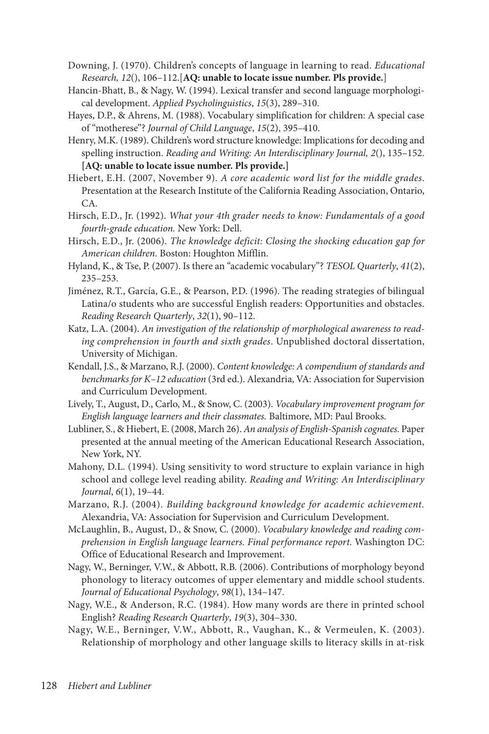Downing, J. (1970). Children's concepts of language in learning to read. *Educational Research, 12*(), 106–112.[**AQ: unable to locate issue number. Pls provide.**]

Hancin-Bhatt, B., & Nagy, W. (1994). Lexical transfer and second language morphological development. *Applied Psycholinguistics*, *15*(3), 289–310.

Hayes, D.P., & Ahrens, M. (1988). Vocabulary simplification for children: A special case of "motherese"? *Journal of Child Language*, *15*(2), 395–410.

Henry, M.K. (1989). Children's word structure knowledge: Implications for decoding and spelling instruction. *Reading and Writing: An Interdisciplinary Journal, 2*(), 135–152. **[AQ: unable to locate issue number. Pls provide.]**

Hiebert, E.H. (2007, November 9). *A core academic word list for the middle grades*. Presentation at the Research Institute of the California Reading Association, Ontario, CA.

Hirsch, E.D., Jr. (1992). *What your 4th grader needs to know: Fundamentals of a good fourth-grade education.* New York: Dell.

Hirsch, E.D., Jr. (2006). *The knowledge deficit: Closing the shocking education gap for American children*. Boston: Houghton Mifflin.

Hyland, K., & Tse, P. (2007). Is there an "academic vocabulary"? *TESOL Quarterly*, *41*(2), 235–253.

Jiménez, R.T., García, G.E., & Pearson, P.D. (1996). The reading strategies of bilingual Latina/o students who are successful English readers: Opportunities and obstacles. *Reading Research Quarterly*, *32*(1), 90–112.

Katz, L.A. (2004). *An investigation of the relationship of morphological awareness to reading comprehension in fourth and sixth grades*. Unpublished doctoral dissertation, University of Michigan.

Kendall, J.S., & Marzano, R.J. (2000). *Content knowledge: A compendium of standards and benchmarks for K–12 education* (3rd ed.). Alexandria, VA: Association for Supervision and Curriculum Development.

Lively, T., August, D., Carlo, M., & Snow, C. (2003). *Vocabulary improvement program for English language learners and their classmates.* Baltimore, MD: Paul Brooks.

Lubliner, S., & Hiebert, E. (2008, March 26). *An analysis of English-Spanish cognates.* Paper presented at the annual meeting of the American Educational Research Association, New York, NY.

Mahony, D.L. (1994). Using sensitivity to word structure to explain variance in high school and college level reading ability. *Reading and Writing: An Interdisciplinary Journal*, *6*(1), 19–44.

Marzano, R.J. (2004). *Building background knowledge for academic achievement.* Alexandria, VA: Association for Supervision and Curriculum Development.

McLaughlin, B., August, D., & Snow, C. (2000). *Vocabulary knowledge and reading comprehension in English language learners. Final performance report.* Washington DC: Office of Educational Research and Improvement.

Nagy, W., Berninger, V.W., & Abbott, R.B. (2006). Contributions of morphology beyond phonology to literacy outcomes of upper elementary and middle school students. *Journal of Educational Psychology*, *98*(1), 134–147.

Nagy, W.E., & Anderson, R.C. (1984). How many words are there in printed school English? *Reading Research Quarterly*, *19*(3), 304–330.

Nagy, W.E., Berninger, V.W., Abbott, R., Vaughan, K., & Vermeulen, K. (2003). Relationship of morphology and other language skills to literacy skills in at-risk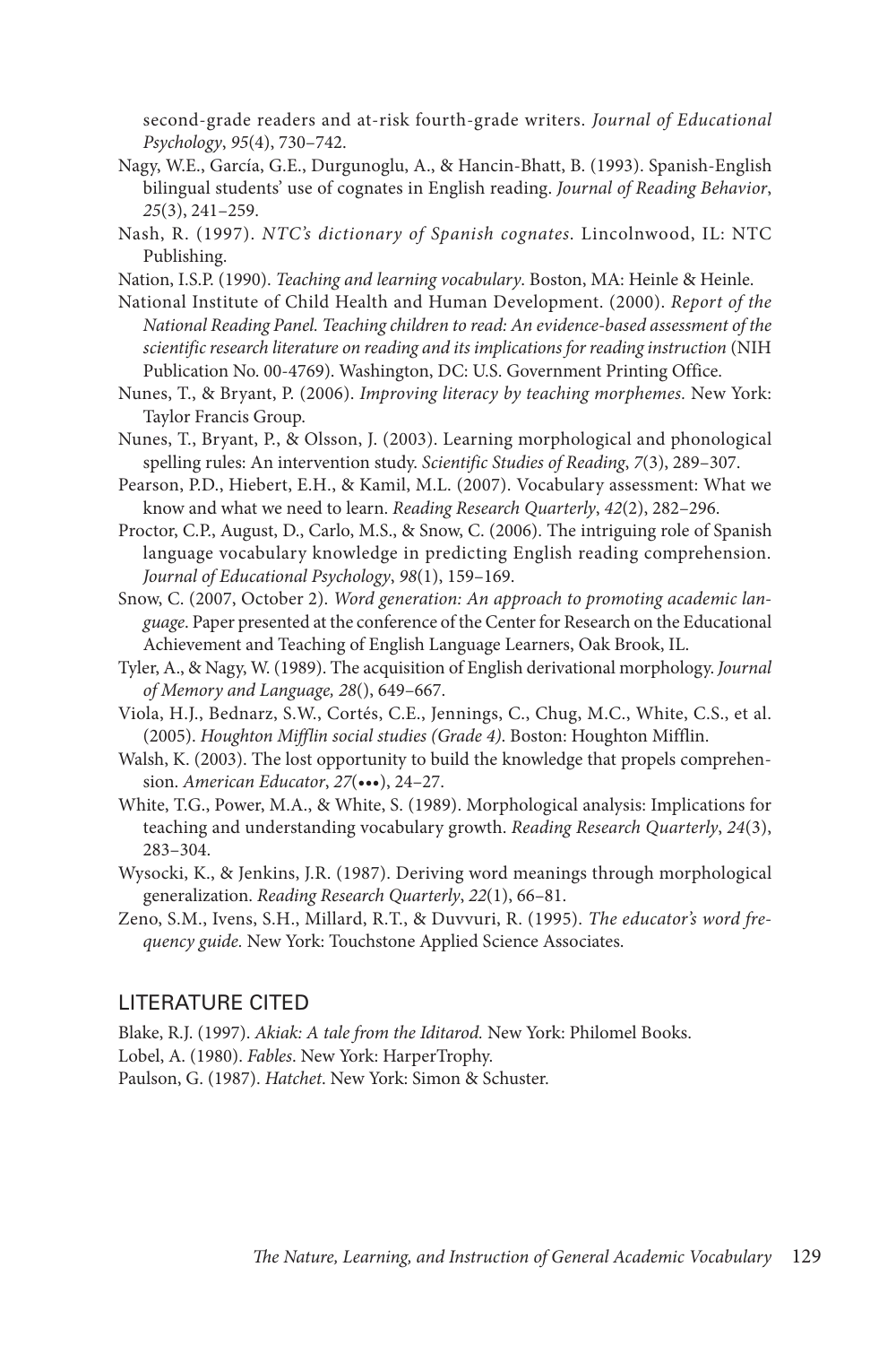second-grade readers and at-risk fourth-grade writers. *Journal of Educational Psychology*, *95*(4), 730–742.

Nagy, W.E., García, G.E., Durgunoglu, A., & Hancin-Bhatt, B. (1993). Spanish-English bilingual students' use of cognates in English reading. *Journal of Reading Behavior*, *25*(3), 241–259.

Nash, R. (1997). *NTC's dictionary of Spanish cognates.* Lincolnwood, IL: NTC Publishing.

Nation, I.S.P. (1990). *Teaching and learning vocabulary*. Boston, MA: Heinle & Heinle.

National Institute of Child Health and Human Development. (2000). *Report of the National Reading Panel. Teaching children to read: An evidence-based assessment of the scientific research literature on reading and its implications for reading instruction* (NIH Publication No. 00-4769). Washington, DC: U.S. Government Printing Office.

Nunes, T., & Bryant, P. (2006). *Improving literacy by teaching morphemes.* New York: Taylor Francis Group.

Nunes, T., Bryant, P., & Olsson, J. (2003). Learning morphological and phonological spelling rules: An intervention study. *Scientific Studies of Reading*, *7*(3), 289–307.

Pearson, P.D., Hiebert, E.H., & Kamil, M.L. (2007). Vocabulary assessment: What we know and what we need to learn. *Reading Research Quarterly*, *42*(2), 282–296.

Proctor, C.P., August, D., Carlo, M.S., & Snow, C. (2006). The intriguing role of Spanish language vocabulary knowledge in predicting English reading comprehension. *Journal of Educational Psychology*, *98*(1), 159–169.

Snow, C. (2007, October 2). *Word generation: An approach to promoting academic language*. Paper presented at the conference of the Center for Research on the Educational Achievement and Teaching of English Language Learners, Oak Brook, IL.

Tyler, A., & Nagy, W. (1989). The acquisition of English derivational morphology. *Journal of Memory and Language, 28*(), 649–667.

Viola, H.J., Bednarz, S.W., Cortés, C.E., Jennings, C., Chug, M.C., White, C.S., et al. (2005). *Houghton Mifflin social studies (Grade 4)*. Boston: Houghton Mifflin.

Walsh, K. (2003). The lost opportunity to build the knowledge that propels comprehension. *American Educator*, *27*(•••), 24–27.

White, T.G., Power, M.A., & White, S. (1989). Morphological analysis: Implications for teaching and understanding vocabulary growth. *Reading Research Quarterly*, *24*(3), 283–304.

Wysocki, K., & Jenkins, J.R. (1987). Deriving word meanings through morphological generalization. *Reading Research Quarterly*, *22*(1), 66–81.

Zeno, S.M., Ivens, S.H., Millard, R.T., & Duvvuri, R. (1995). *The educator's word frequency guide*. New York: Touchstone Applied Science Associates.

## LITERATURE CITED

Blake, R.J. (1997). *Akiak: A tale from the Iditarod.* New York: Philomel Books.

Lobel, A. (1980). *Fables*. New York: HarperTrophy.

Paulson, G. (1987). *Hatchet*. New York: Simon & Schuster.